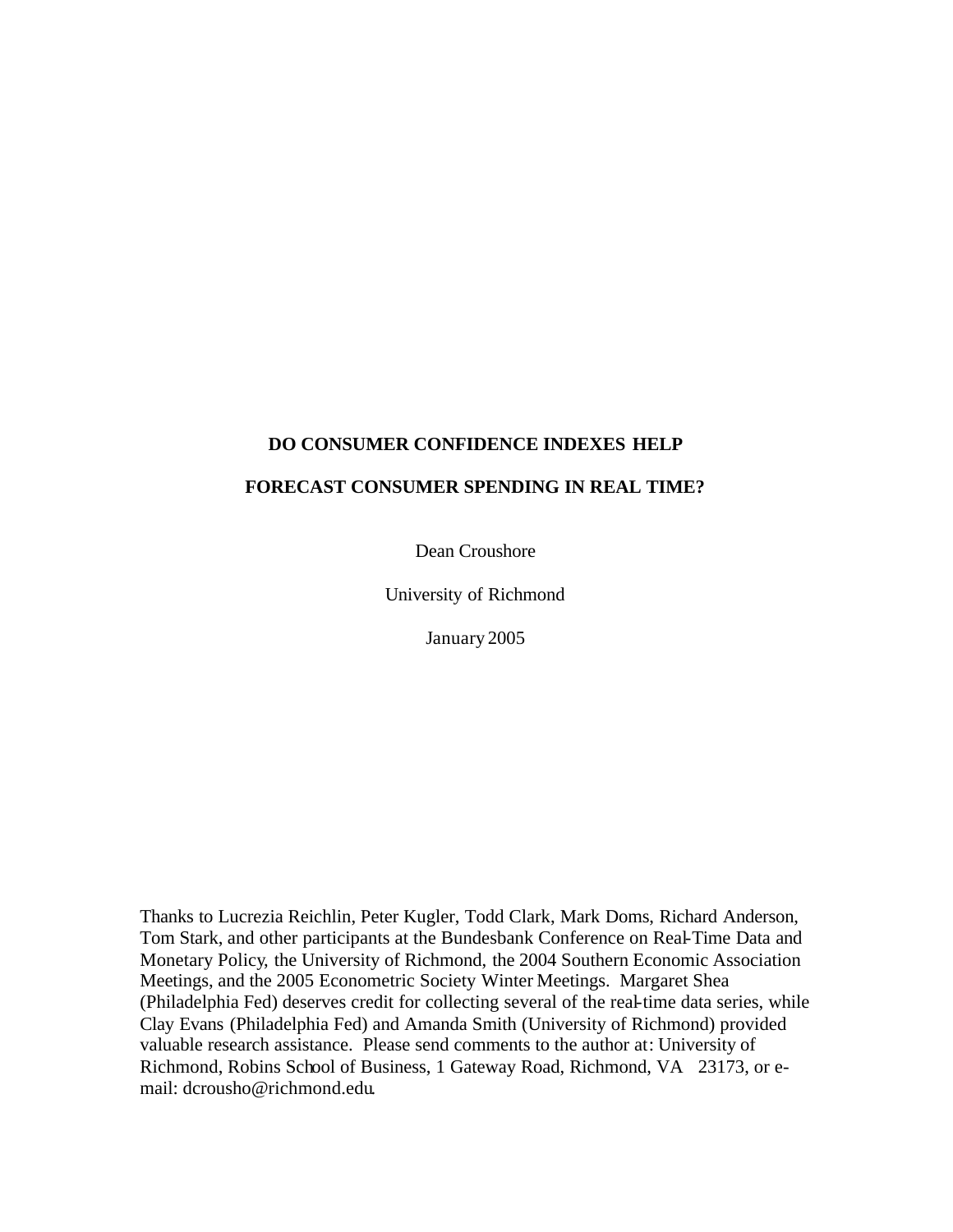# DO CONSUMER CONFIDENCE INDEXES HELP FORECAST CONSUMER SPENDING IN REAL TIME?

Dean Croushore

University of Richmond

January 2005

Thanks to Lucrezia Reichlin, Peter Kugler, Todd Clark, Mark Doms, Richard Anderson, Tom Stark, and other participants at the Bundesbank Conference on Real-Time Data and Monetary Policy, the University of Richmond, the 2004 Southern Economic Association Meetings, and the 2005 Econometric Society Winter Meetings. Margaret Shea (Philadelphia Fed) deserves credit for collecting several of the real-time data series, while Clay Evans (Philadelphia Fed) and Amanda Smith (University of Richmond) provided valuable research assistance. Please send comments to the author at: University of Richmond, Robins School of Business, 1 Gateway Road, Richmond, VA 23173, or e-mail: dcrousho@richmond.edu.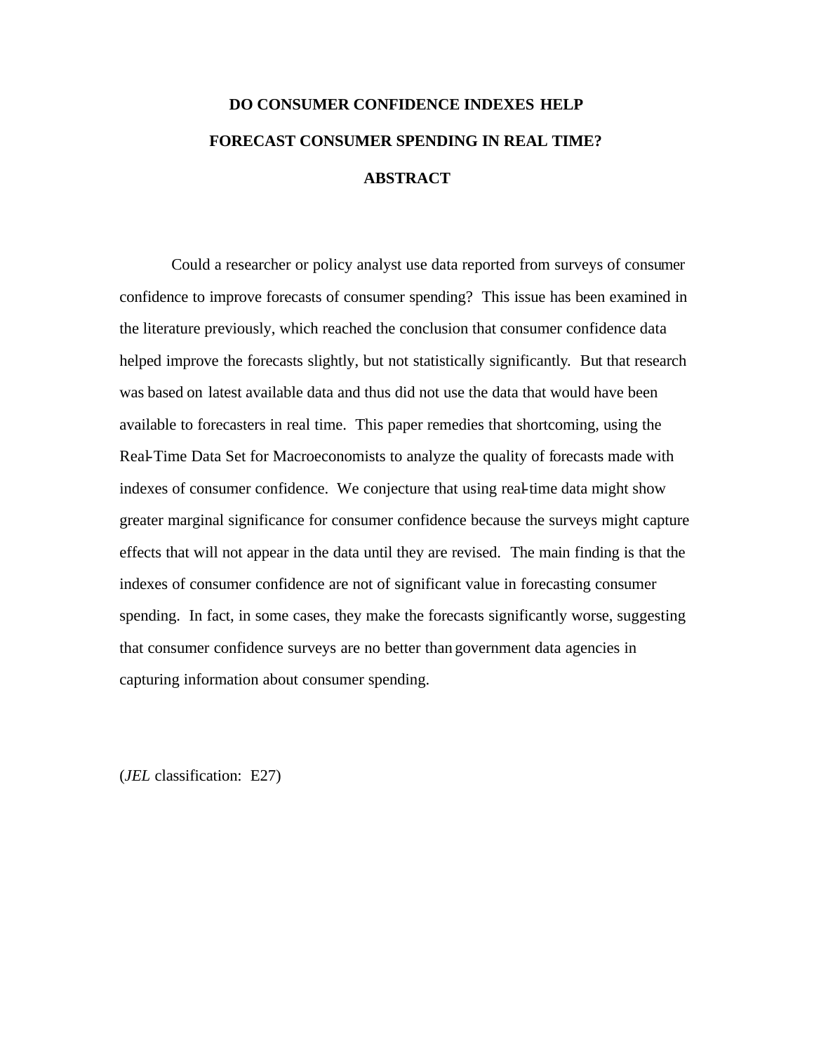# DO CONSUMER CONFIDENCE INDEXES HELP FORECAST CONSUMER SPENDING IN REAL TIME?

## ABSTRACT

Could a researcher or policy analyst use data reported from surveys of consumer confidence to improve forecasts of consumer spending? This issue has been examined in the literature previously, which reached the conclusion that consumer confidence data helped improve the forecasts slightly, but not statistically significantly. But that research was based on latest available data and thus did not use the data that would have been available to forecasters in real time. This paper remedies that shortcoming, using the Real-Time Data Set for Macroeconomists to analyze the quality of forecasts made with indexes of consumer confidence. We conjecture that using real-time data might show greater marginal significance for consumer confidence because the surveys might capture effects that will not appear in the data until they are revised. The main finding is that the indexes of consumer confidence are not of significant value in forecasting consumer spending. In fact, in some cases, they make the forecasts significantly worse, suggesting that consumer confidence surveys are no better than government data agencies in capturing information about consumer spending.

(*JEL* classification: E27)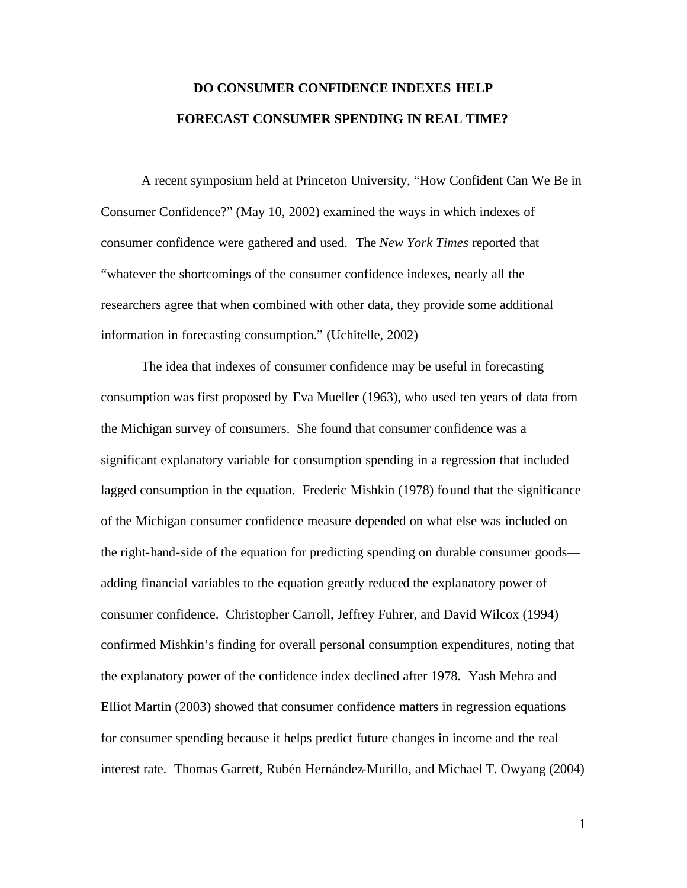# DO CONSUMER CONFIDENCE INDEXES HELP FORECAST CONSUMER SPENDING IN REAL TIME?

A recent symposium held at Princeton University, "How Confident Can We Be in Consumer Confidence?" (May 10, 2002) examined the ways in which indexes of consumer confidence were gathered and used. The *New York Times* reported that "whatever the shortcomings of the consumer confidence indexes, nearly all the researchers agree that when combined with other data, they provide some additional information in forecasting consumption." (Uchitelle, 2002)

The idea that indexes of consumer confidence may be useful in forecasting consumption was first proposed by Eva Mueller (1963), who used ten years of data from the Michigan survey of consumers. She found that consumer confidence was a significant explanatory variable for consumption spending in a regression that included lagged consumption in the equation. Frederic Mishkin (1978) found that the significance of the Michigan consumer confidence measure depended on what else was included on the right-hand-side of the equation for predicting spending on durable consumer goods—adding financial variables to the equation greatly reduced the explanatory power of consumer confidence. Christopher Carroll, Jeffrey Fuhrer, and David Wilcox (1994) confirmed Mishkin's finding for overall personal consumption expenditures, noting that the explanatory power of the confidence index declined after 1978. Yash Mehra and Elliot Martin (2003) showed that consumer confidence matters in regression equations for consumer spending because it helps predict future changes in income and the real interest rate. Thomas Garrett, Rubén Hernández-Murillo, and Michael T. Owyang (2004)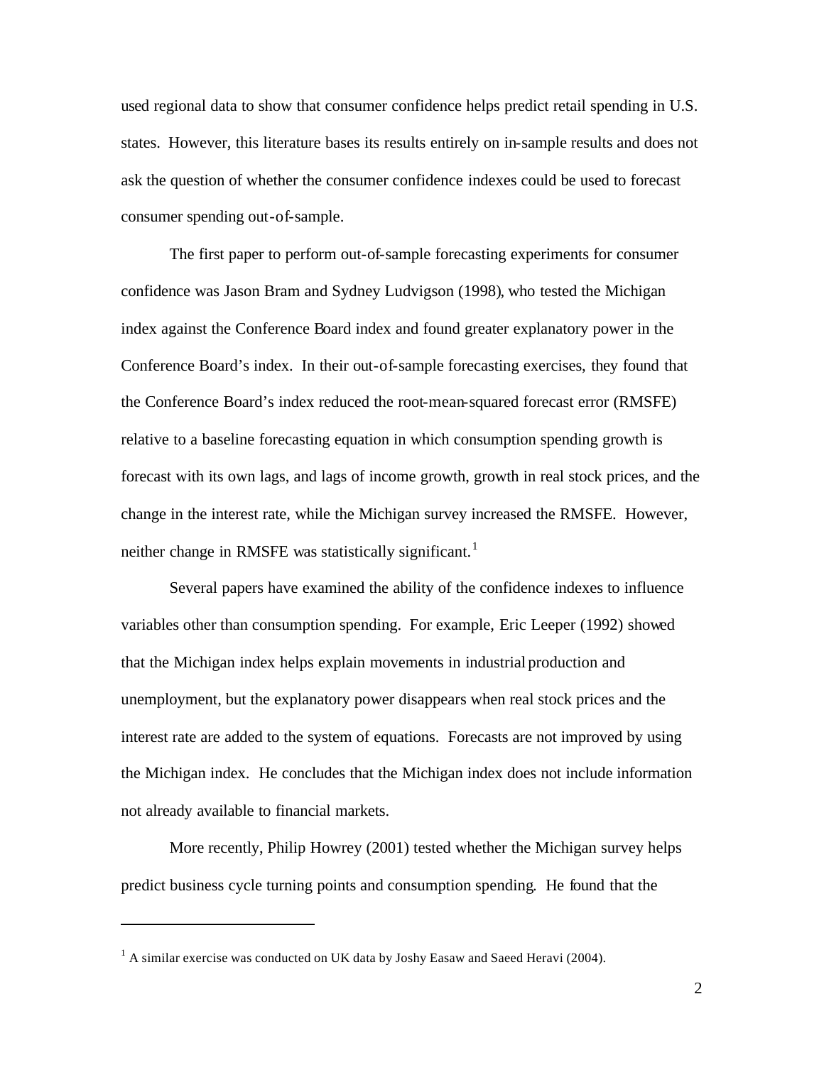used regional data to show that consumer confidence helps predict retail spending in U.S. states. However, this literature bases its results entirely on in-sample results and does not ask the question of whether the consumer confidence indexes could be used to forecast consumer spending out-of-sample.

The first paper to perform out-of-sample forecasting experiments for consumer confidence was Jason Bram and Sydney Ludvigson (1998), who tested the Michigan index against the Conference Board index and found greater explanatory power in the Conference Board's index. In their out-of-sample forecasting exercises, they found that the Conference Board's index reduced the root-mean-squared forecast error (RMSFE) relative to a baseline forecasting equation in which consumption spending growth is forecast with its own lags, and lags of income growth, growth in real stock prices, and the change in the interest rate, while the Michigan survey increased the RMSFE. However, neither change in RMSFE was statistically significant.[1]

Several papers have examined the ability of the confidence indexes to influence variables other than consumption spending. For example, Eric Leeper (1992) showed that the Michigan index helps explain movements in industrial production and unemployment, but the explanatory power disappears when real stock prices and the interest rate are added to the system of equations. Forecasts are not improved by using the Michigan index. He concludes that the Michigan index does not include information not already available to financial markets.

More recently, Philip Howrey (2001) tested whether the Michigan survey helps predict business cycle turning points and consumption spending. He found that the

[1] A similar exercise was conducted on UK data by Joshy Easaw and Saeed Heravi (2004).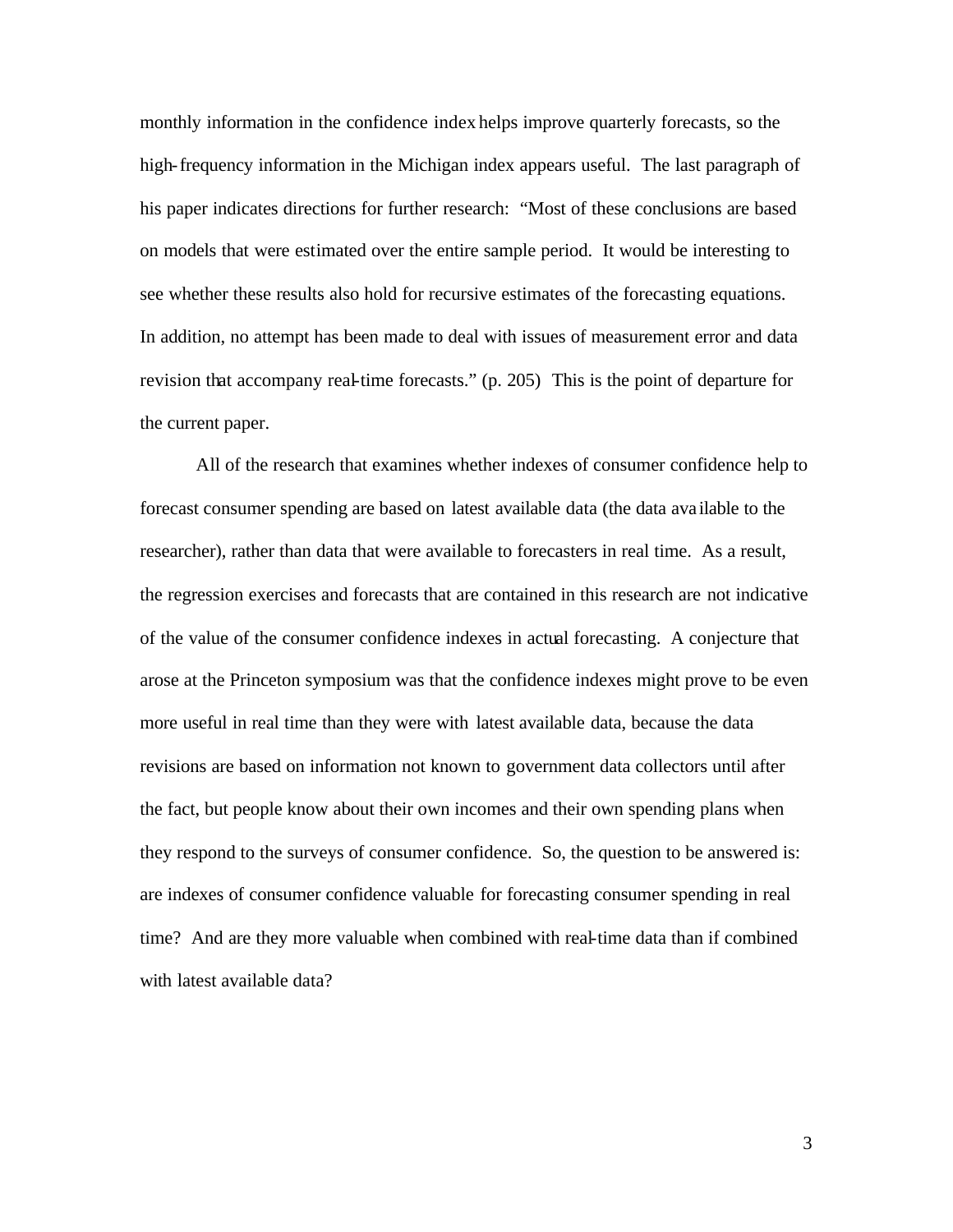monthly information in the confidence index helps improve quarterly forecasts, so the high-frequency information in the Michigan index appears useful. The last paragraph of his paper indicates directions for further research: "Most of these conclusions are based on models that were estimated over the entire sample period. It would be interesting to see whether these results also hold for recursive estimates of the forecasting equations. In addition, no attempt has been made to deal with issues of measurement error and data revision that accompany real-time forecasts." (p. 205) This is the point of departure for the current paper.

All of the research that examines whether indexes of consumer confidence help to forecast consumer spending are based on latest available data (the data available to the researcher), rather than data that were available to forecasters in real time. As a result, the regression exercises and forecasts that are contained in this research are not indicative of the value of the consumer confidence indexes in actual forecasting. A conjecture that arose at the Princeton symposium was that the confidence indexes might prove to be even more useful in real time than they were with latest available data, because the data revisions are based on information not known to government data collectors until after the fact, but people know about their own incomes and their own spending plans when they respond to the surveys of consumer confidence. So, the question to be answered is: are indexes of consumer confidence valuable for forecasting consumer spending in real time? And are they more valuable when combined with real-time data than if combined with latest available data?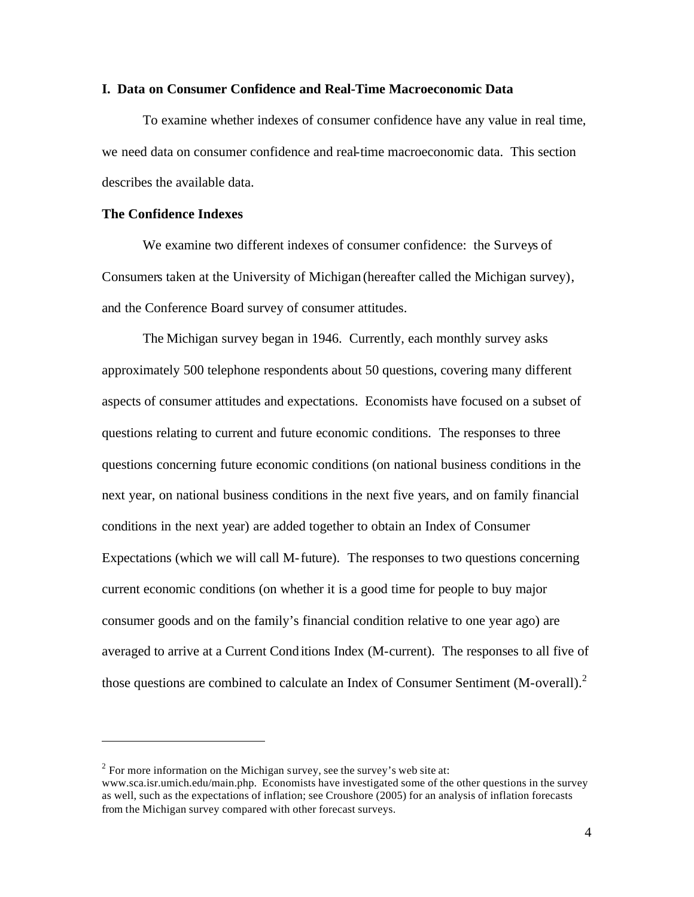## I. Data on Consumer Confidence and Real-Time Macroeconomic Data

To examine whether indexes of consumer confidence have any value in real time, we need data on consumer confidence and real-time macroeconomic data. This section describes the available data.

### The Confidence Indexes

We examine two different indexes of consumer confidence: the Surveys of Consumers taken at the University of Michigan (hereafter called the Michigan survey), and the Conference Board survey of consumer attitudes.

The Michigan survey began in 1946. Currently, each monthly survey asks approximately 500 telephone respondents about 50 questions, covering many different aspects of consumer attitudes and expectations. Economists have focused on a subset of questions relating to current and future economic conditions. The responses to three questions concerning future economic conditions (on national business conditions in the next year, on national business conditions in the next five years, and on family financial conditions in the next year) are added together to obtain an Index of Consumer Expectations (which we will call M-future). The responses to two questions concerning current economic conditions (on whether it is a good time for people to buy major consumer goods and on the family's financial condition relative to one year ago) are averaged to arrive at a Current Conditions Index (M-current). The responses to all five of those questions are combined to calculate an Index of Consumer Sentiment (M-overall).[2]

---

[2] For more information on the Michigan survey, see the survey's web site at: www.sca.isr.umich.edu/main.php. Economists have investigated some of the other questions in the survey as well, such as the expectations of inflation; see Croushore (2005) for an analysis of inflation forecasts from the Michigan survey compared with other forecast surveys.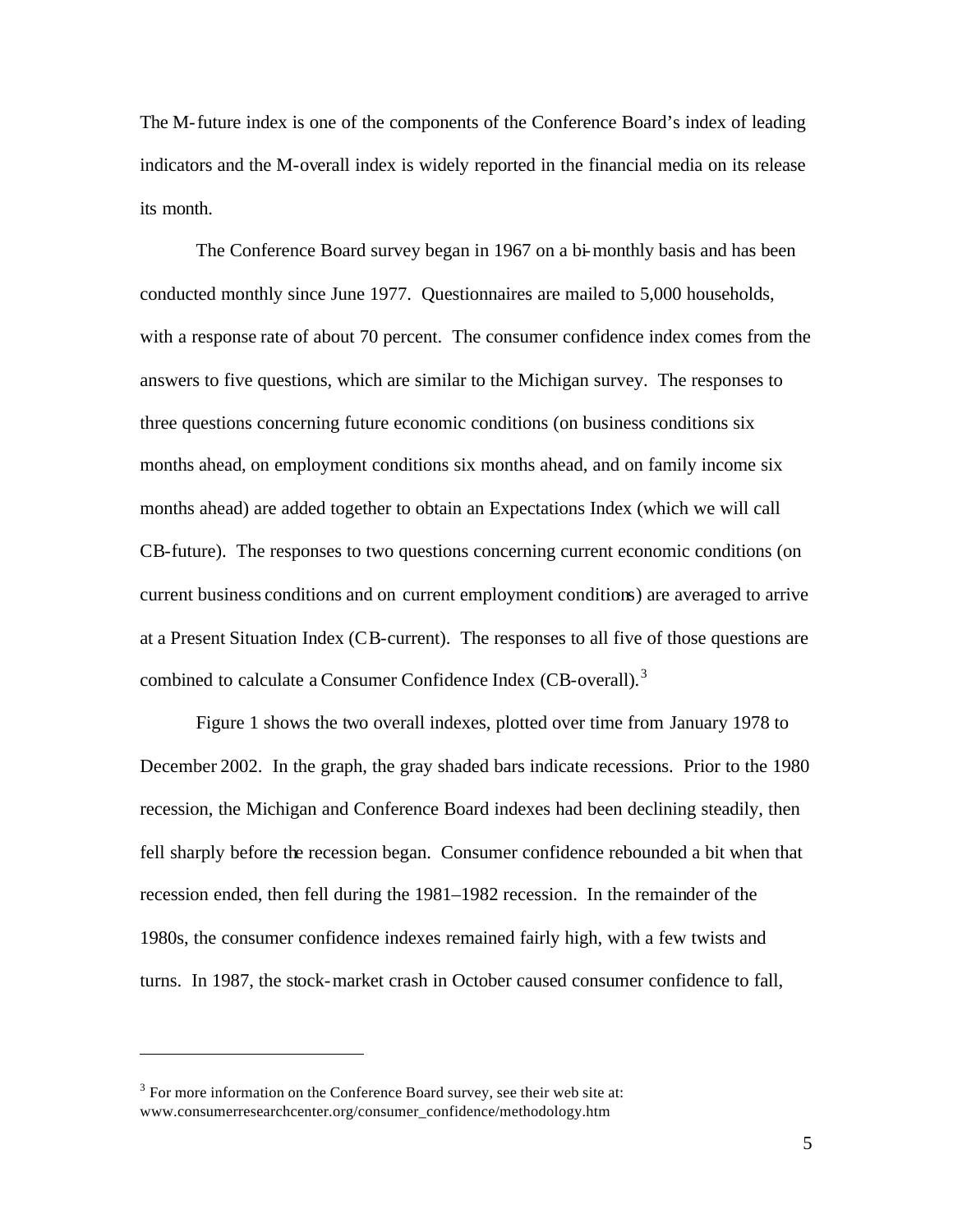The M-future index is one of the components of the Conference Board's index of leading indicators and the M-overall index is widely reported in the financial media on its release its month.

The Conference Board survey began in 1967 on a bi-monthly basis and has been conducted monthly since June 1977. Questionnaires are mailed to 5,000 households, with a response rate of about 70 percent. The consumer confidence index comes from the answers to five questions, which are similar to the Michigan survey. The responses to three questions concerning future economic conditions (on business conditions six months ahead, on employment conditions six months ahead, and on family income six months ahead) are added together to obtain an Expectations Index (which we will call CB-future). The responses to two questions concerning current economic conditions (on current business conditions and on current employment conditions) are averaged to arrive at a Present Situation Index (CB-current). The responses to all five of those questions are combined to calculate a Consumer Confidence Index (CB-overall).[3]

Figure 1 shows the two overall indexes, plotted over time from January 1978 to December 2002. In the graph, the gray shaded bars indicate recessions. Prior to the 1980 recession, the Michigan and Conference Board indexes had been declining steadily, then fell sharply before the recession began. Consumer confidence rebounded a bit when that recession ended, then fell during the 1981–1982 recession. In the remainder of the 1980s, the consumer confidence indexes remained fairly high, with a few twists and turns. In 1987, the stock-market crash in October caused consumer confidence to fall,

---

[3] For more information on the Conference Board survey, see their web site at: www.consumerresearchcenter.org/consumer_confidence/methodology.htm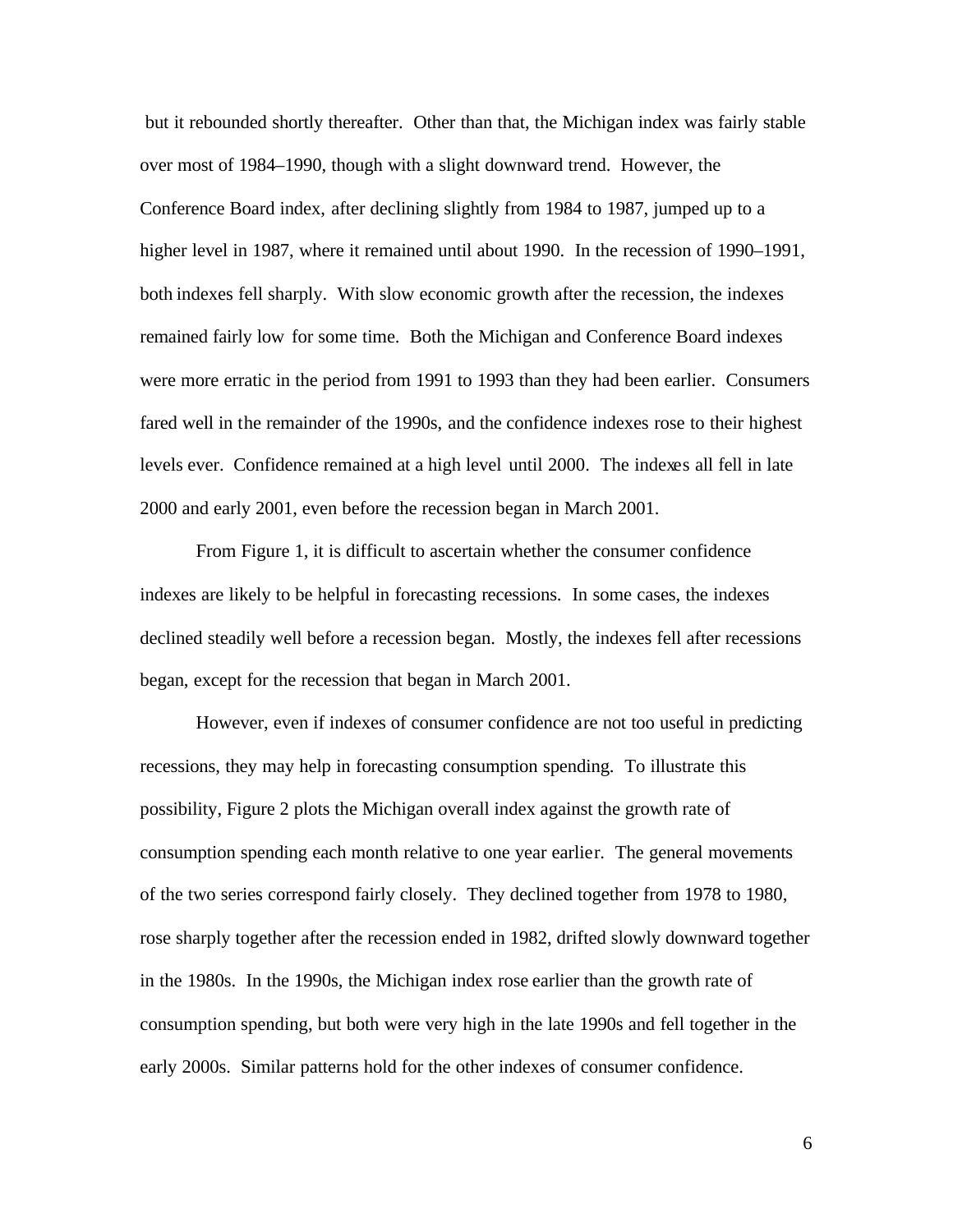but it rebounded shortly thereafter. Other than that, the Michigan index was fairly stable over most of 1984–1990, though with a slight downward trend. However, the Conference Board index, after declining slightly from 1984 to 1987, jumped up to a higher level in 1987, where it remained until about 1990. In the recession of 1990–1991, both indexes fell sharply. With slow economic growth after the recession, the indexes remained fairly low for some time. Both the Michigan and Conference Board indexes were more erratic in the period from 1991 to 1993 than they had been earlier. Consumers fared well in the remainder of the 1990s, and the confidence indexes rose to their highest levels ever. Confidence remained at a high level until 2000. The indexes all fell in late 2000 and early 2001, even before the recession began in March 2001.

From Figure 1, it is difficult to ascertain whether the consumer confidence indexes are likely to be helpful in forecasting recessions. In some cases, the indexes declined steadily well before a recession began. Mostly, the indexes fell after recessions began, except for the recession that began in March 2001.

However, even if indexes of consumer confidence are not too useful in predicting recessions, they may help in forecasting consumption spending. To illustrate this possibility, Figure 2 plots the Michigan overall index against the growth rate of consumption spending each month relative to one year earlier. The general movements of the two series correspond fairly closely. They declined together from 1978 to 1980, rose sharply together after the recession ended in 1982, drifted slowly downward together in the 1980s. In the 1990s, the Michigan index rose earlier than the growth rate of consumption spending, but both were very high in the late 1990s and fell together in the early 2000s. Similar patterns hold for the other indexes of consumer confidence.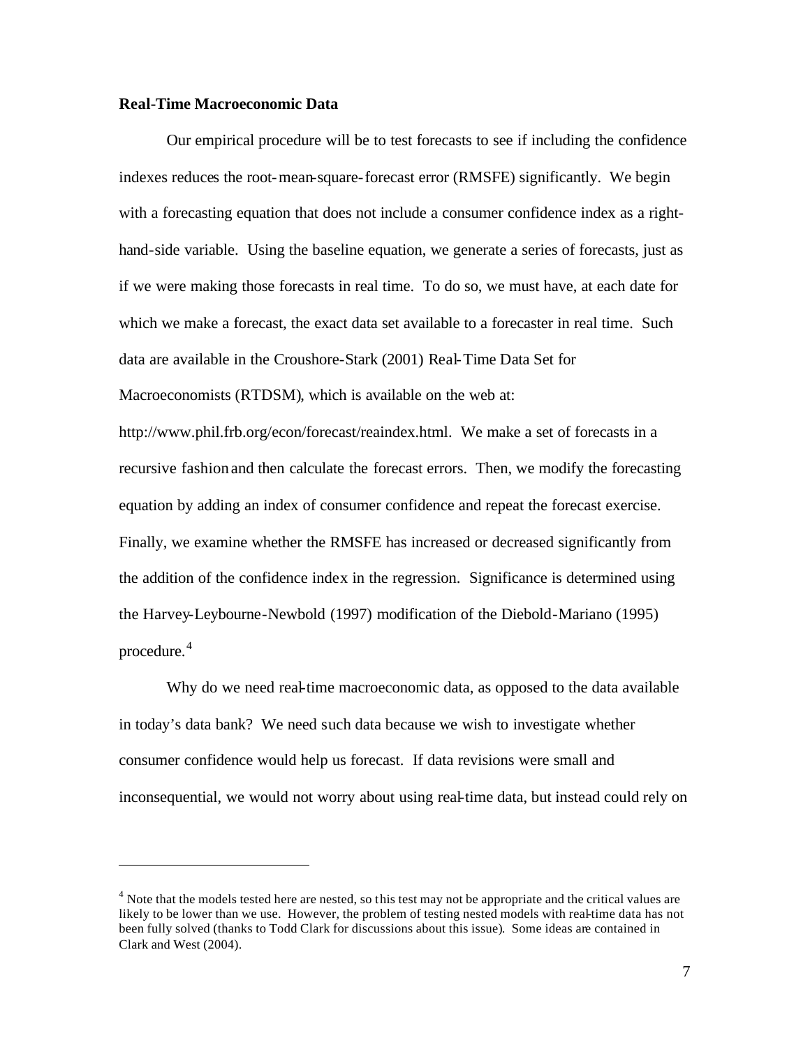**Real-Time Macroeconomic Data**

Our empirical procedure will be to test forecasts to see if including the confidence indexes reduces the root-mean-square-forecast error (RMSFE) significantly. We begin with a forecasting equation that does not include a consumer confidence index as a right-hand-side variable. Using the baseline equation, we generate a series of forecasts, just as if we were making those forecasts in real time. To do so, we must have, at each date for which we make a forecast, the exact data set available to a forecaster in real time. Such data are available in the Croushore-Stark (2001) Real-Time Data Set for Macroeconomists (RTDSM), which is available on the web at: http://www.phil.frb.org/econ/forecast/reaindex.html. We make a set of forecasts in a recursive fashion and then calculate the forecast errors. Then, we modify the forecasting equation by adding an index of consumer confidence and repeat the forecast exercise. Finally, we examine whether the RMSFE has increased or decreased significantly from the addition of the confidence index in the regression. Significance is determined using the Harvey-Leybourne-Newbold (1997) modification of the Diebold-Mariano (1995) procedure.[4]

Why do we need real-time macroeconomic data, as opposed to the data available in today's data bank? We need such data because we wish to investigate whether consumer confidence would help us forecast. If data revisions were small and inconsequential, we would not worry about using real-time data, but instead could rely on

---

[4] Note that the models tested here are nested, so this test may not be appropriate and the critical values are likely to be lower than we use. However, the problem of testing nested models with real-time data has not been fully solved (thanks to Todd Clark for discussions about this issue). Some ideas are contained in Clark and West (2004).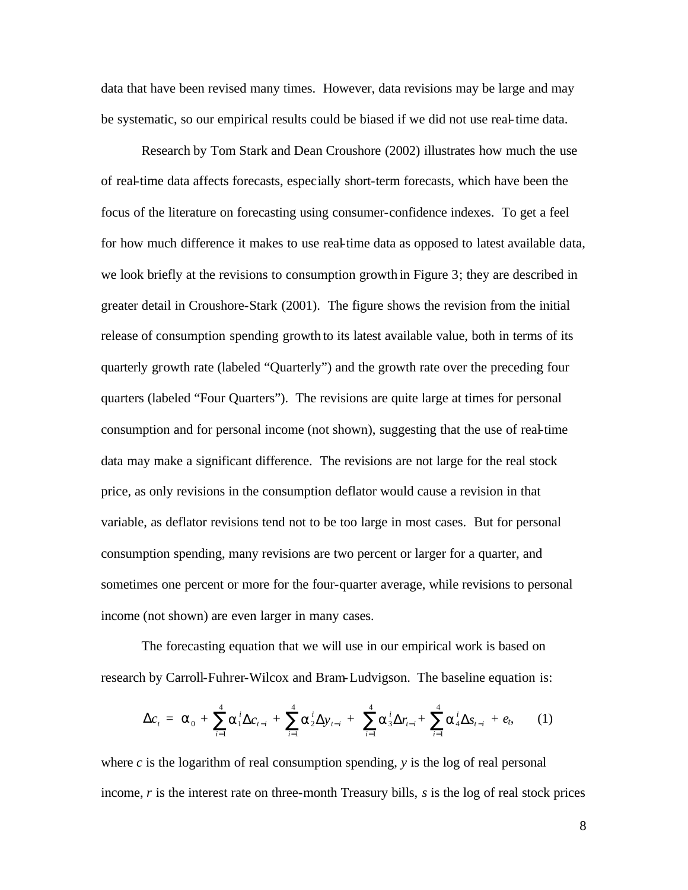data that have been revised many times. However, data revisions may be large and may be systematic, so our empirical results could be biased if we did not use real-time data.

Research by Tom Stark and Dean Croushore (2002) illustrates how much the use of real-time data affects forecasts, especially short-term forecasts, which have been the focus of the literature on forecasting using consumer-confidence indexes. To get a feel for how much difference it makes to use real-time data as opposed to latest available data, we look briefly at the revisions to consumption growth in Figure 3; they are described in greater detail in Croushore-Stark (2001). The figure shows the revision from the initial release of consumption spending growth to its latest available value, both in terms of its quarterly growth rate (labeled "Quarterly") and the growth rate over the preceding four quarters (labeled "Four Quarters"). The revisions are quite large at times for personal consumption and for personal income (not shown), suggesting that the use of real-time data may make a significant difference. The revisions are not large for the real stock price, as only revisions in the consumption deflator would cause a revision in that variable, as deflator revisions tend not to be too large in most cases. But for personal consumption spending, many revisions are two percent or larger for a quarter, and sometimes one percent or more for the four-quarter average, while revisions to personal income (not shown) are even larger in many cases.

The forecasting equation that we will use in our empirical work is based on research by Carroll-Fuhrer-Wilcox and Bram-Ludvigson. The baseline equation is:

$$\Delta c_t = \alpha_0 + \sum_{i=1}^{4} \alpha_1^i \Delta c_{t-i} + \sum_{i=1}^{4} \alpha_2^i \Delta y_{t-i} + \sum_{i=1}^{4} \alpha_3^i \Delta r_{t-i} + \sum_{i=1}^{4} \alpha_4^i \Delta s_{t-i} + e_t, \qquad (1)$$

where $c$ is the logarithm of real consumption spending, $y$ is the log of real personal income, $r$ is the interest rate on three-month Treasury bills, $s$ is the log of real stock prices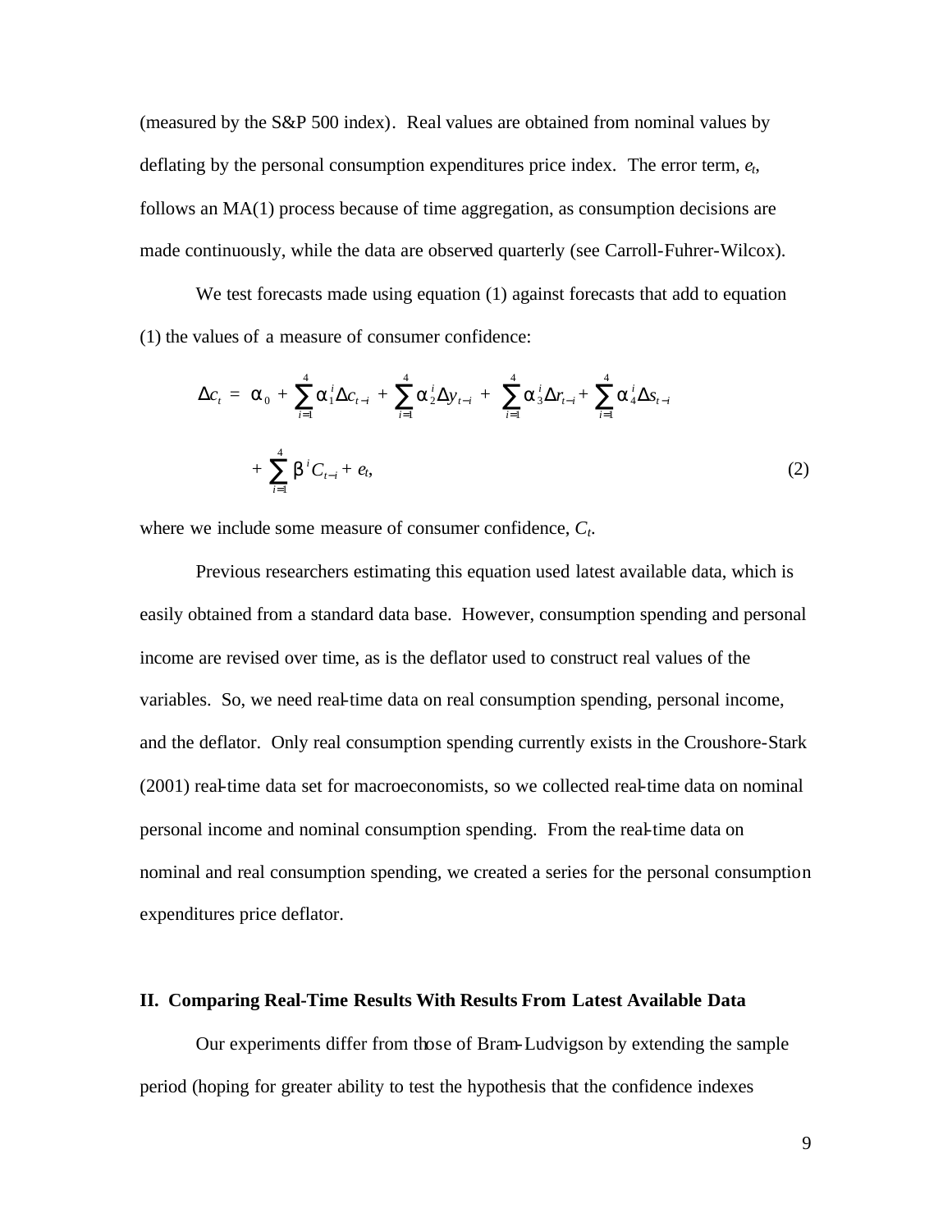(measured by the S&P 500 index). Real values are obtained from nominal values by deflating by the personal consumption expenditures price index. The error term, $e_t$, follows an MA(1) process because of time aggregation, as consumption decisions are made continuously, while the data are observed quarterly (see Carroll-Fuhrer-Wilcox).

We test forecasts made using equation (1) against forecasts that add to equation (1) the values of a measure of consumer confidence:

$$\Delta c_t = \alpha_0 + \sum_{i=1}^{4} \alpha_1^i \Delta c_{t-i} + \sum_{i=1}^{4} \alpha_2^i \Delta y_{t-i} + \sum_{i=1}^{4} \alpha_3^i \Delta r_{t-i} + \sum_{i=1}^{4} \alpha_4^i \Delta s_{t-i} + \sum_{i=1}^{4} \beta^i C_{t-i} + e_t, \tag{2}$$

where we include some measure of consumer confidence, $C_t$.

Previous researchers estimating this equation used latest available data, which is easily obtained from a standard data base. However, consumption spending and personal income are revised over time, as is the deflator used to construct real values of the variables. So, we need real-time data on real consumption spending, personal income, and the deflator. Only real consumption spending currently exists in the Croushore-Stark (2001) real-time data set for macroeconomists, so we collected real-time data on nominal personal income and nominal consumption spending. From the real-time data on nominal and real consumption spending, we created a series for the personal consumption expenditures price deflator.

## II. Comparing Real-Time Results With Results From Latest Available Data

Our experiments differ from those of Bram-Ludvigson by extending the sample period (hoping for greater ability to test the hypothesis that the confidence indexes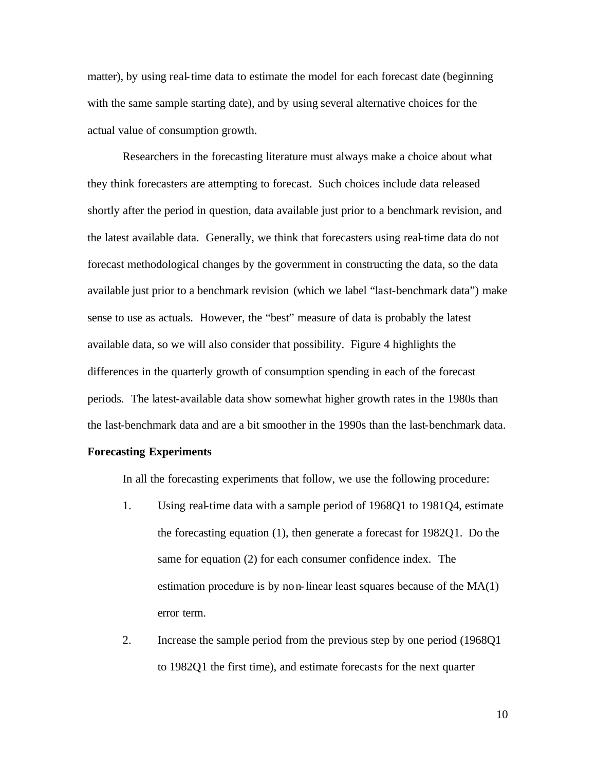matter), by using real-time data to estimate the model for each forecast date (beginning with the same sample starting date), and by using several alternative choices for the actual value of consumption growth.

Researchers in the forecasting literature must always make a choice about what they think forecasters are attempting to forecast. Such choices include data released shortly after the period in question, data available just prior to a benchmark revision, and the latest available data. Generally, we think that forecasters using real-time data do not forecast methodological changes by the government in constructing the data, so the data available just prior to a benchmark revision (which we label "last-benchmark data") make sense to use as actuals. However, the "best" measure of data is probably the latest available data, so we will also consider that possibility. Figure 4 highlights the differences in the quarterly growth of consumption spending in each of the forecast periods. The latest-available data show somewhat higher growth rates in the 1980s than the last-benchmark data and are a bit smoother in the 1990s than the last-benchmark data.

**Forecasting Experiments**

In all the forecasting experiments that follow, we use the following procedure:

1. Using real-time data with a sample period of 1968Q1 to 1981Q4, estimate the forecasting equation (1), then generate a forecast for 1982Q1. Do the same for equation (2) for each consumer confidence index. The estimation procedure is by non-linear least squares because of the MA(1) error term.

2. Increase the sample period from the previous step by one period (1968Q1 to 1982Q1 the first time), and estimate forecasts for the next quarter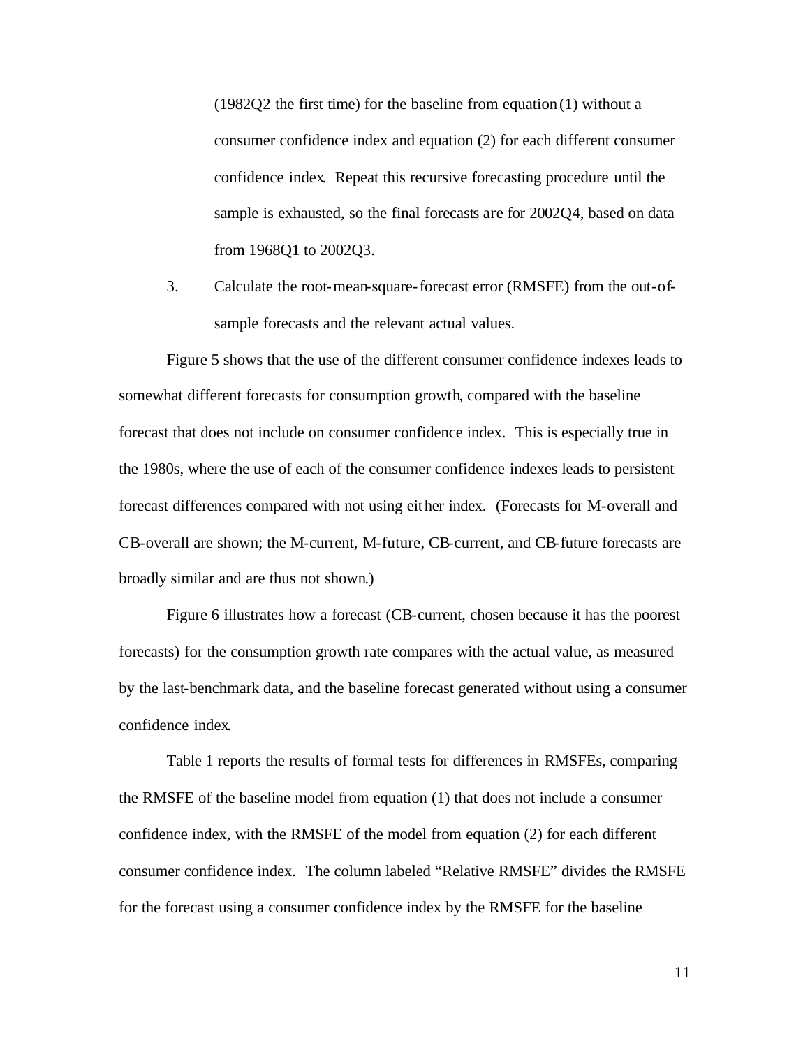(1982Q2 the first time) for the baseline from equation (1) without a consumer confidence index and equation (2) for each different consumer confidence index. Repeat this recursive forecasting procedure until the sample is exhausted, so the final forecasts are for 2002Q4, based on data from 1968Q1 to 2002Q3.

3. Calculate the root-mean-square-forecast error (RMSFE) from the out-of-sample forecasts and the relevant actual values.

Figure 5 shows that the use of the different consumer confidence indexes leads to somewhat different forecasts for consumption growth, compared with the baseline forecast that does not include on consumer confidence index. This is especially true in the 1980s, where the use of each of the consumer confidence indexes leads to persistent forecast differences compared with not using either index. (Forecasts for M-overall and CB-overall are shown; the M-current, M-future, CB-current, and CB-future forecasts are broadly similar and are thus not shown.)

Figure 6 illustrates how a forecast (CB-current, chosen because it has the poorest forecasts) for the consumption growth rate compares with the actual value, as measured by the last-benchmark data, and the baseline forecast generated without using a consumer confidence index.

Table 1 reports the results of formal tests for differences in RMSFEs, comparing the RMSFE of the baseline model from equation (1) that does not include a consumer confidence index, with the RMSFE of the model from equation (2) for each different consumer confidence index. The column labeled "Relative RMSFE" divides the RMSFE for the forecast using a consumer confidence index by the RMSFE for the baseline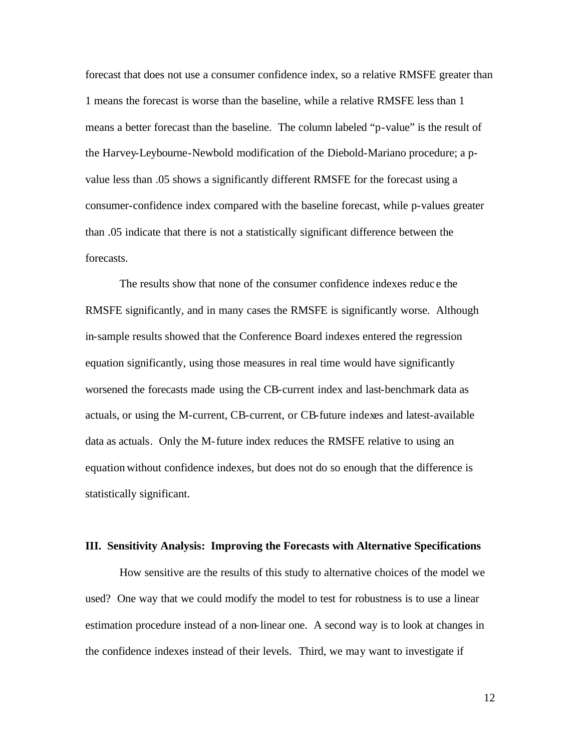forecast that does not use a consumer confidence index, so a relative RMSFE greater than 1 means the forecast is worse than the baseline, while a relative RMSFE less than 1 means a better forecast than the baseline. The column labeled "p-value" is the result of the Harvey-Leybourne-Newbold modification of the Diebold-Mariano procedure; a p-value less than .05 shows a significantly different RMSFE for the forecast using a consumer-confidence index compared with the baseline forecast, while p-values greater than .05 indicate that there is not a statistically significant difference between the forecasts.

The results show that none of the consumer confidence indexes reduce the RMSFE significantly, and in many cases the RMSFE is significantly worse. Although in-sample results showed that the Conference Board indexes entered the regression equation significantly, using those measures in real time would have significantly worsened the forecasts made using the CB-current index and last-benchmark data as actuals, or using the M-current, CB-current, or CB-future indexes and latest-available data as actuals. Only the M-future index reduces the RMSFE relative to using an equation without confidence indexes, but does not do so enough that the difference is statistically significant.

## III. Sensitivity Analysis: Improving the Forecasts with Alternative Specifications

How sensitive are the results of this study to alternative choices of the model we used? One way that we could modify the model to test for robustness is to use a linear estimation procedure instead of a non-linear one. A second way is to look at changes in the confidence indexes instead of their levels. Third, we may want to investigate if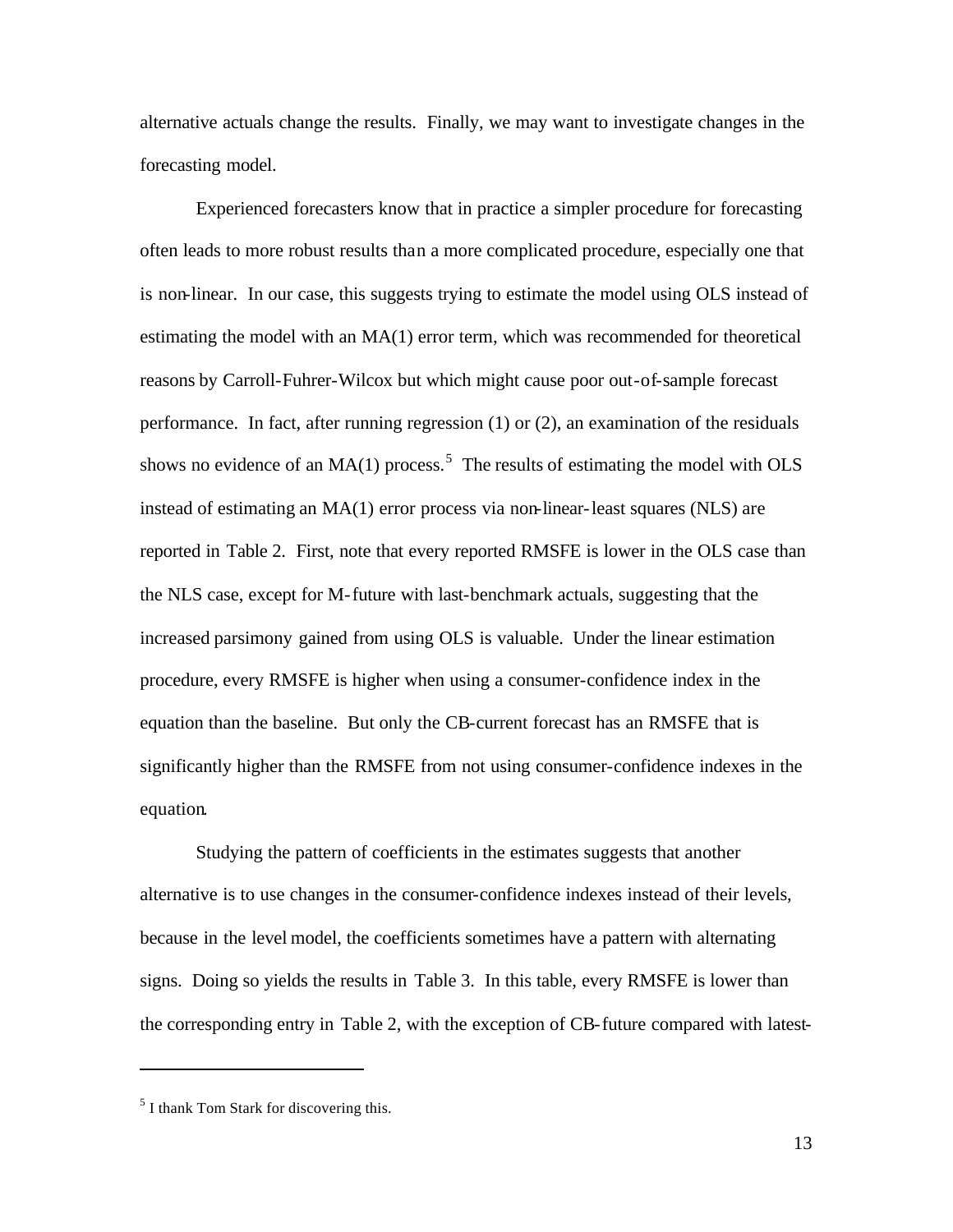alternative actuals change the results. Finally, we may want to investigate changes in the forecasting model.

Experienced forecasters know that in practice a simpler procedure for forecasting often leads to more robust results than a more complicated procedure, especially one that is non-linear. In our case, this suggests trying to estimate the model using OLS instead of estimating the model with an MA(1) error term, which was recommended for theoretical reasons by Carroll-Fuhrer-Wilcox but which might cause poor out-of-sample forecast performance. In fact, after running regression (1) or (2), an examination of the residuals shows no evidence of an MA(1) process.[5] The results of estimating the model with OLS instead of estimating an MA(1) error process via non-linear-least squares (NLS) are reported in Table 2. First, note that every reported RMSFE is lower in the OLS case than the NLS case, except for M-future with last-benchmark actuals, suggesting that the increased parsimony gained from using OLS is valuable. Under the linear estimation procedure, every RMSFE is higher when using a consumer-confidence index in the equation than the baseline. But only the CB-current forecast has an RMSFE that is significantly higher than the RMSFE from not using consumer-confidence indexes in the equation.

Studying the pattern of coefficients in the estimates suggests that another alternative is to use changes in the consumer-confidence indexes instead of their levels, because in the level model, the coefficients sometimes have a pattern with alternating signs. Doing so yields the results in Table 3. In this table, every RMSFE is lower than the corresponding entry in Table 2, with the exception of CB-future compared with latest-

[5] I thank Tom Stark for discovering this.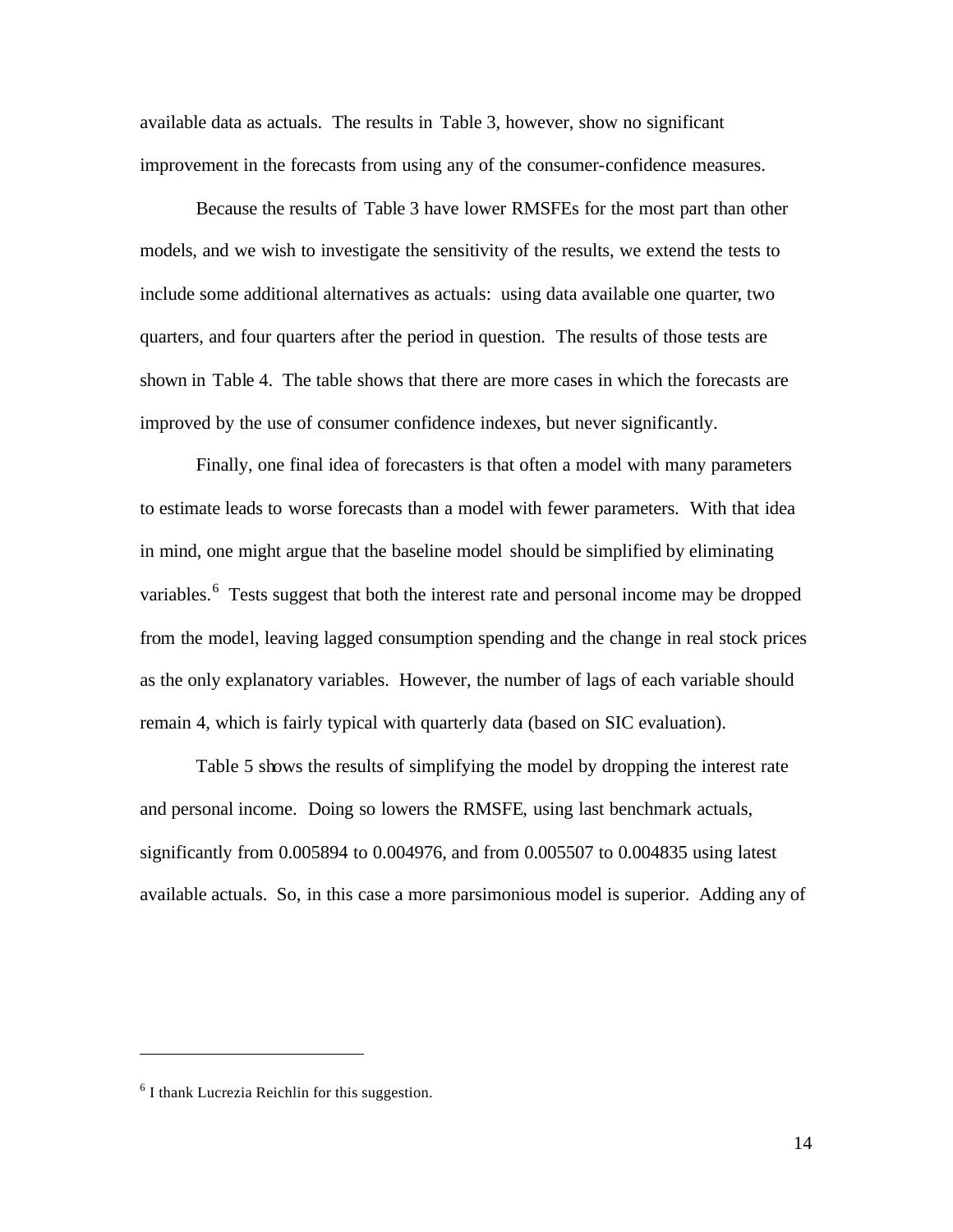available data as actuals. The results in Table 3, however, show no significant improvement in the forecasts from using any of the consumer-confidence measures.

Because the results of Table 3 have lower RMSFEs for the most part than other models, and we wish to investigate the sensitivity of the results, we extend the tests to include some additional alternatives as actuals: using data available one quarter, two quarters, and four quarters after the period in question. The results of those tests are shown in Table 4. The table shows that there are more cases in which the forecasts are improved by the use of consumer confidence indexes, but never significantly.

Finally, one final idea of forecasters is that often a model with many parameters to estimate leads to worse forecasts than a model with fewer parameters. With that idea in mind, one might argue that the baseline model should be simplified by eliminating variables.[6] Tests suggest that both the interest rate and personal income may be dropped from the model, leaving lagged consumption spending and the change in real stock prices as the only explanatory variables. However, the number of lags of each variable should remain 4, which is fairly typical with quarterly data (based on SIC evaluation).

Table 5 shows the results of simplifying the model by dropping the interest rate and personal income. Doing so lowers the RMSFE, using last benchmark actuals, significantly from 0.005894 to 0.004976, and from 0.005507 to 0.004835 using latest available actuals. So, in this case a more parsimonious model is superior. Adding any of

---

[6] I thank Lucrezia Reichlin for this suggestion.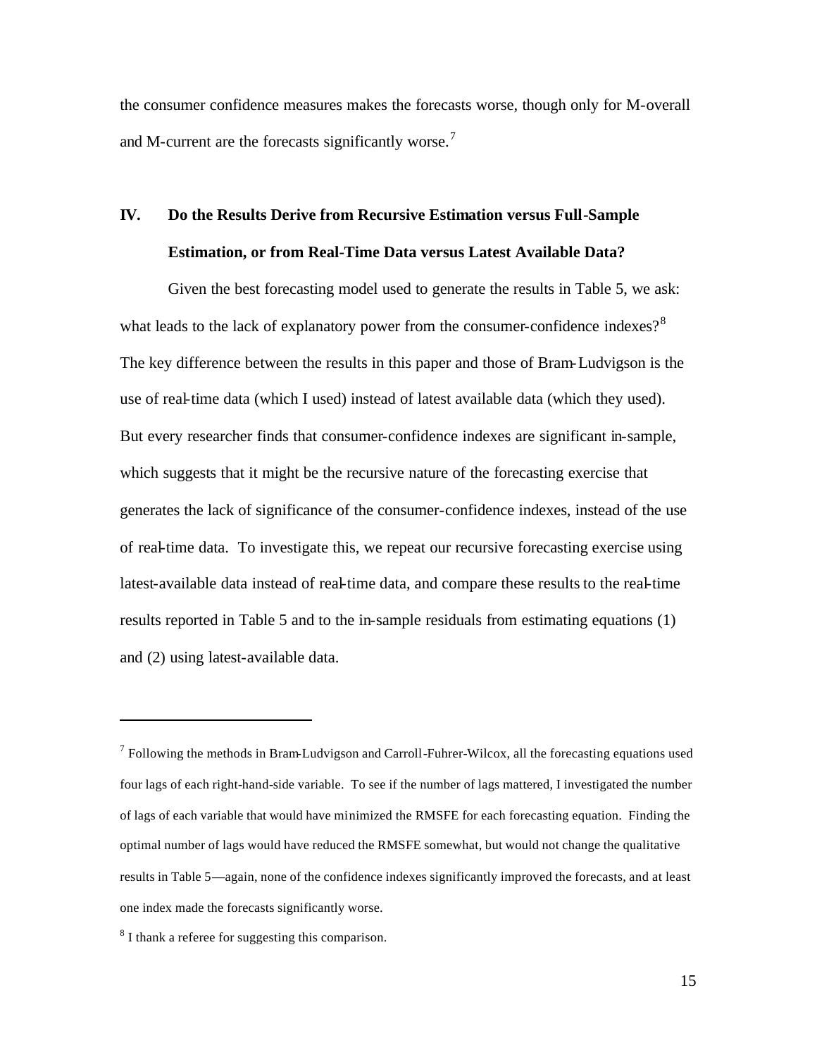the consumer confidence measures makes the forecasts worse, though only for M-overall and M-current are the forecasts significantly worse.[7]

## IV. Do the Results Derive from Recursive Estimation versus Full-Sample Estimation, or from Real-Time Data versus Latest Available Data?

Given the best forecasting model used to generate the results in Table 5, we ask: what leads to the lack of explanatory power from the consumer-confidence indexes?[8] The key difference between the results in this paper and those of Bram-Ludvigson is the use of real-time data (which I used) instead of latest available data (which they used). But every researcher finds that consumer-confidence indexes are significant in-sample, which suggests that it might be the recursive nature of the forecasting exercise that generates the lack of significance of the consumer-confidence indexes, instead of the use of real-time data. To investigate this, we repeat our recursive forecasting exercise using latest-available data instead of real-time data, and compare these results to the real-time results reported in Table 5 and to the in-sample residuals from estimating equations (1) and (2) using latest-available data.

---

[7] Following the methods in Bram-Ludvigson and Carroll-Fuhrer-Wilcox, all the forecasting equations used four lags of each right-hand-side variable. To see if the number of lags mattered, I investigated the number of lags of each variable that would have minimized the RMSFE for each forecasting equation. Finding the optimal number of lags would have reduced the RMSFE somewhat, but would not change the qualitative results in Table 5—again, none of the confidence indexes significantly improved the forecasts, and at least one index made the forecasts significantly worse.

[8] I thank a referee for suggesting this comparison.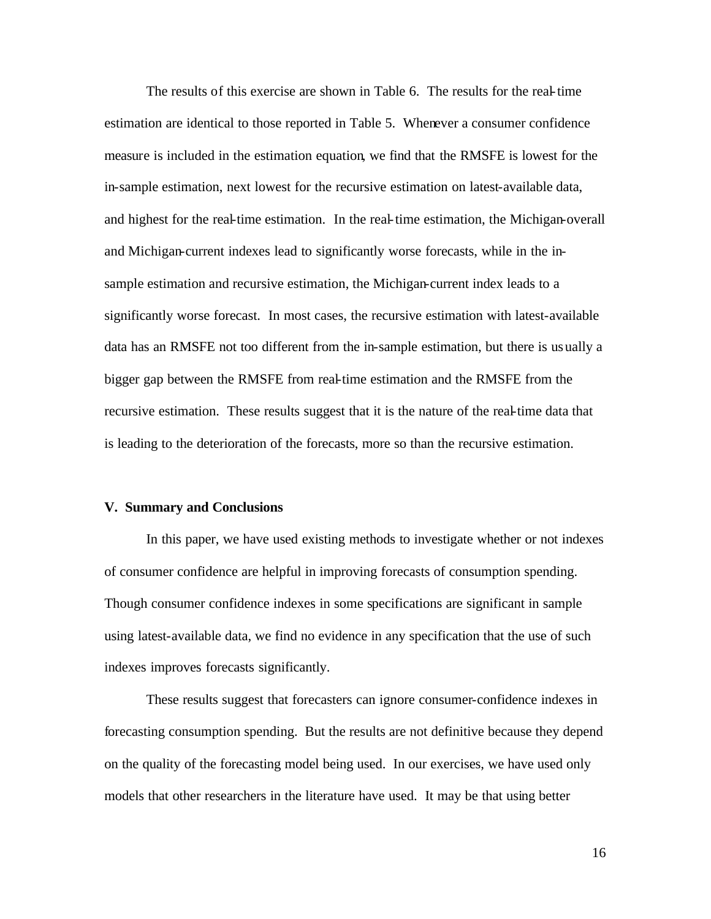The results of this exercise are shown in Table 6. The results for the real-time estimation are identical to those reported in Table 5. Whenever a consumer confidence measure is included in the estimation equation, we find that the RMSFE is lowest for the in-sample estimation, next lowest for the recursive estimation on latest-available data, and highest for the real-time estimation. In the real-time estimation, the Michigan-overall and Michigan-current indexes lead to significantly worse forecasts, while in the in-sample estimation and recursive estimation, the Michigan-current index leads to a significantly worse forecast. In most cases, the recursive estimation with latest-available data has an RMSFE not too different from the in-sample estimation, but there is usually a bigger gap between the RMSFE from real-time estimation and the RMSFE from the recursive estimation. These results suggest that it is the nature of the real-time data that is leading to the deterioration of the forecasts, more so than the recursive estimation.

## V. Summary and Conclusions

In this paper, we have used existing methods to investigate whether or not indexes of consumer confidence are helpful in improving forecasts of consumption spending. Though consumer confidence indexes in some specifications are significant in sample using latest-available data, we find no evidence in any specification that the use of such indexes improves forecasts significantly.

These results suggest that forecasters can ignore consumer-confidence indexes in forecasting consumption spending. But the results are not definitive because they depend on the quality of the forecasting model being used. In our exercises, we have used only models that other researchers in the literature have used. It may be that using better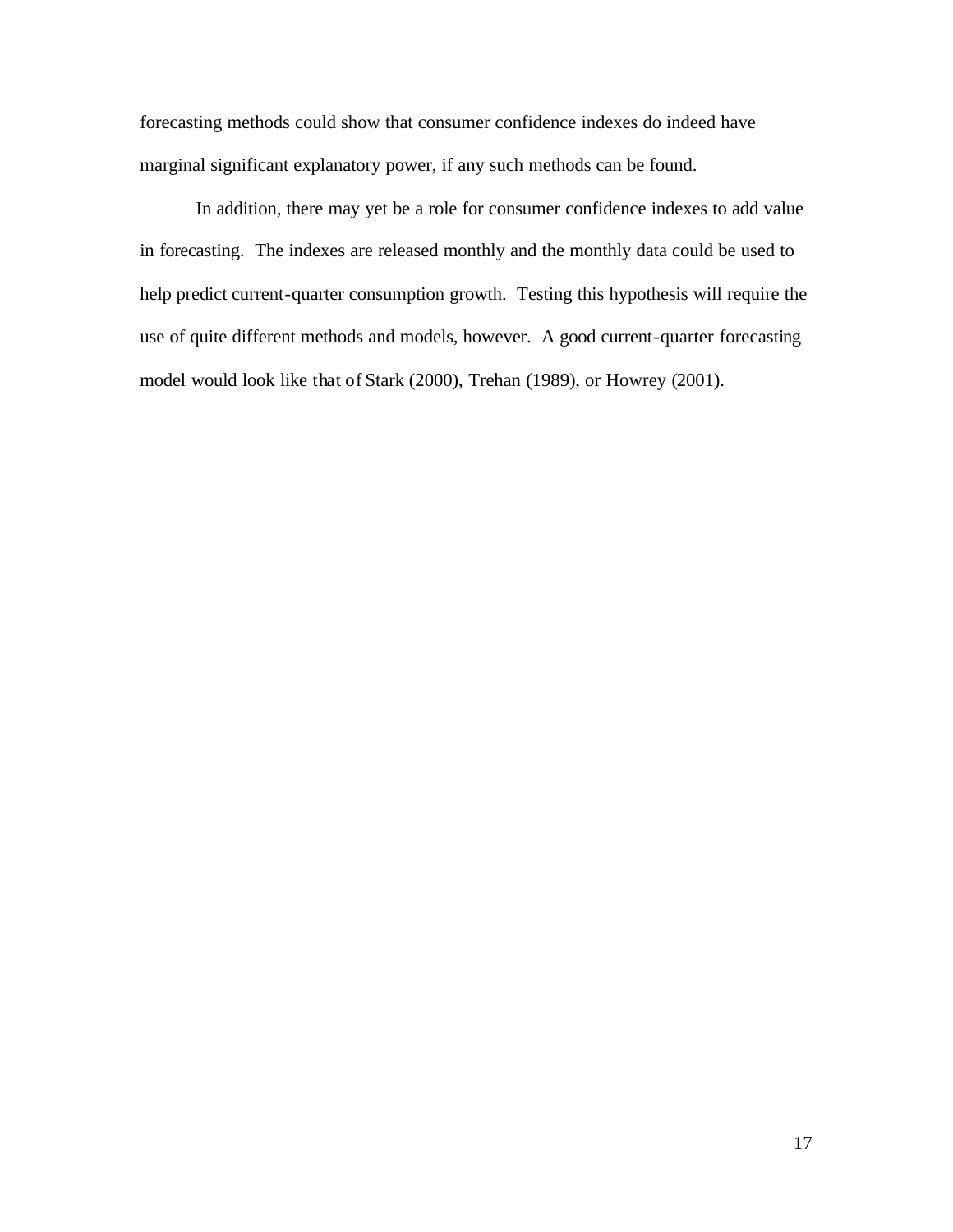forecasting methods could show that consumer confidence indexes do indeed have marginal significant explanatory power, if any such methods can be found.

In addition, there may yet be a role for consumer confidence indexes to add value in forecasting. The indexes are released monthly and the monthly data could be used to help predict current-quarter consumption growth. Testing this hypothesis will require the use of quite different methods and models, however. A good current-quarter forecasting model would look like that of Stark (2000), Trehan (1989), or Howrey (2001).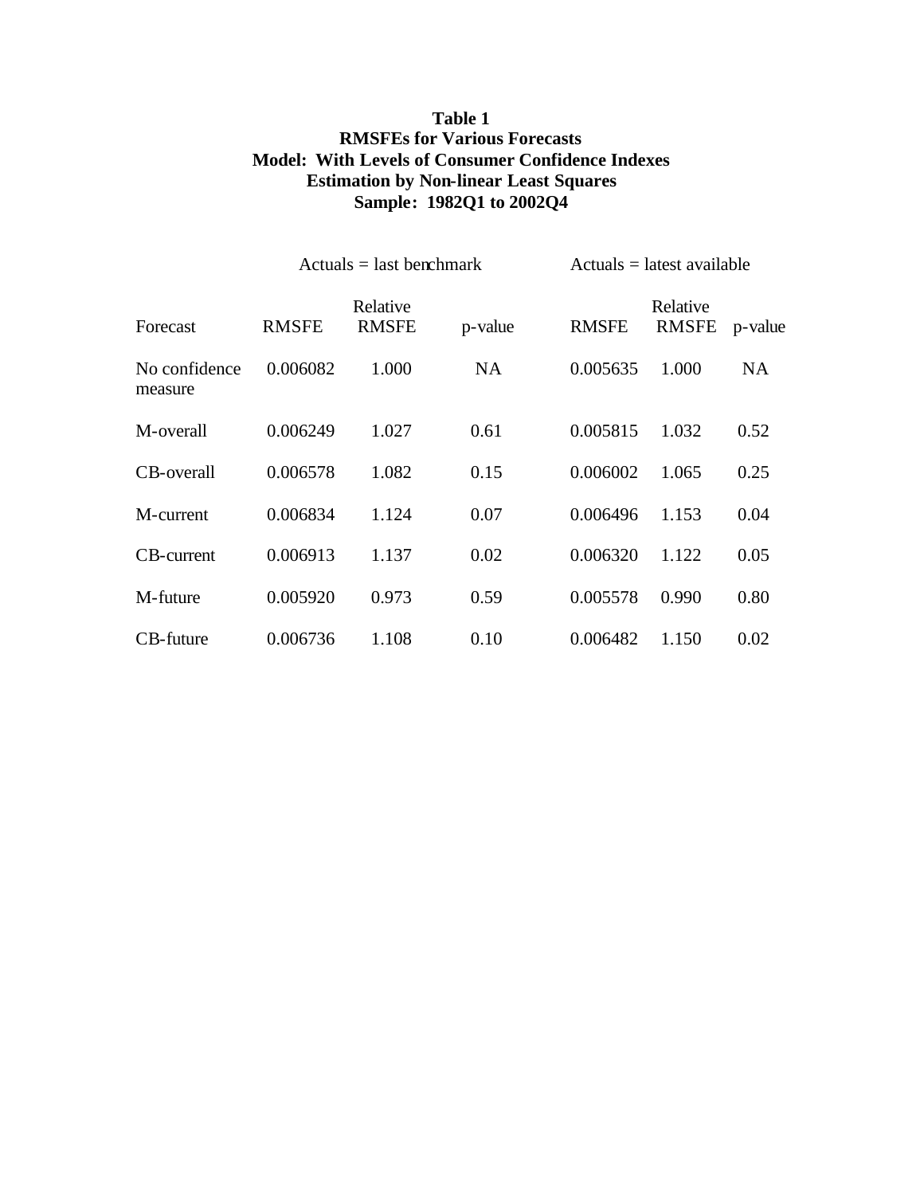**Table 1**
**RMSFEs for Various Forecasts**
**Model: With Levels of Consumer Confidence Indexes**
**Estimation by Non-linear Least Squares**
**Sample: 1982Q1 to 2002Q4**

| | Actuals = last benchmark | | | Actuals = latest available | | |
|---|---|---|---|---|---|---|
| Forecast | RMSFE | Relative RMSFE | p-value | RMSFE | Relative RMSFE | p-value |
| No confidence measure | 0.006082 | 1.000 | NA | 0.005635 | 1.000 | NA |
| M-overall | 0.006249 | 1.027 | 0.61 | 0.005815 | 1.032 | 0.52 |
| CB-overall | 0.006578 | 1.082 | 0.15 | 0.006002 | 1.065 | 0.25 |
| M-current | 0.006834 | 1.124 | 0.07 | 0.006496 | 1.153 | 0.04 |
| CB-current | 0.006913 | 1.137 | 0.02 | 0.006320 | 1.122 | 0.05 |
| M-future | 0.005920 | 0.973 | 0.59 | 0.005578 | 0.990 | 0.80 |
| CB-future | 0.006736 | 1.108 | 0.10 | 0.006482 | 1.150 | 0.02 |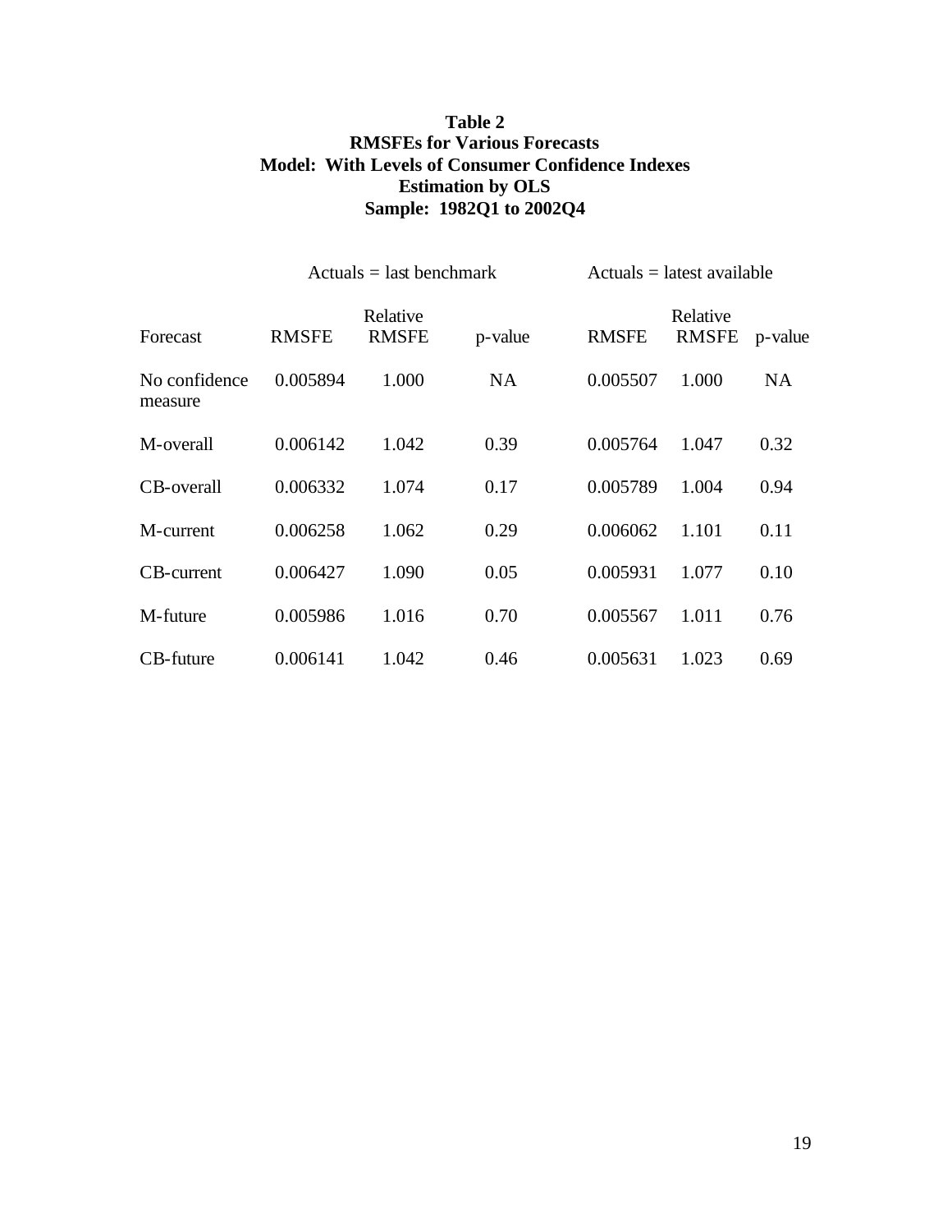**Table 2**
**RMSFEs for Various Forecasts**
**Model: With Levels of Consumer Confidence Indexes**
**Estimation by OLS**
**Sample: 1982Q1 to 2002Q4**

| | Actuals = last benchmark | | | Actuals = latest available | | |
|---|---|---|---|---|---|---|
| Forecast | RMSFE | Relative RMSFE | p-value | RMSFE | Relative RMSFE | p-value |
| No confidence measure | 0.005894 | 1.000 | NA | 0.005507 | 1.000 | NA |
| M-overall | 0.006142 | 1.042 | 0.39 | 0.005764 | 1.047 | 0.32 |
| CB-overall | 0.006332 | 1.074 | 0.17 | 0.005789 | 1.004 | 0.94 |
| M-current | 0.006258 | 1.062 | 0.29 | 0.006062 | 1.101 | 0.11 |
| CB-current | 0.006427 | 1.090 | 0.05 | 0.005931 | 1.077 | 0.10 |
| M-future | 0.005986 | 1.016 | 0.70 | 0.005567 | 1.011 | 0.76 |
| CB-future | 0.006141 | 1.042 | 0.46 | 0.005631 | 1.023 | 0.69 |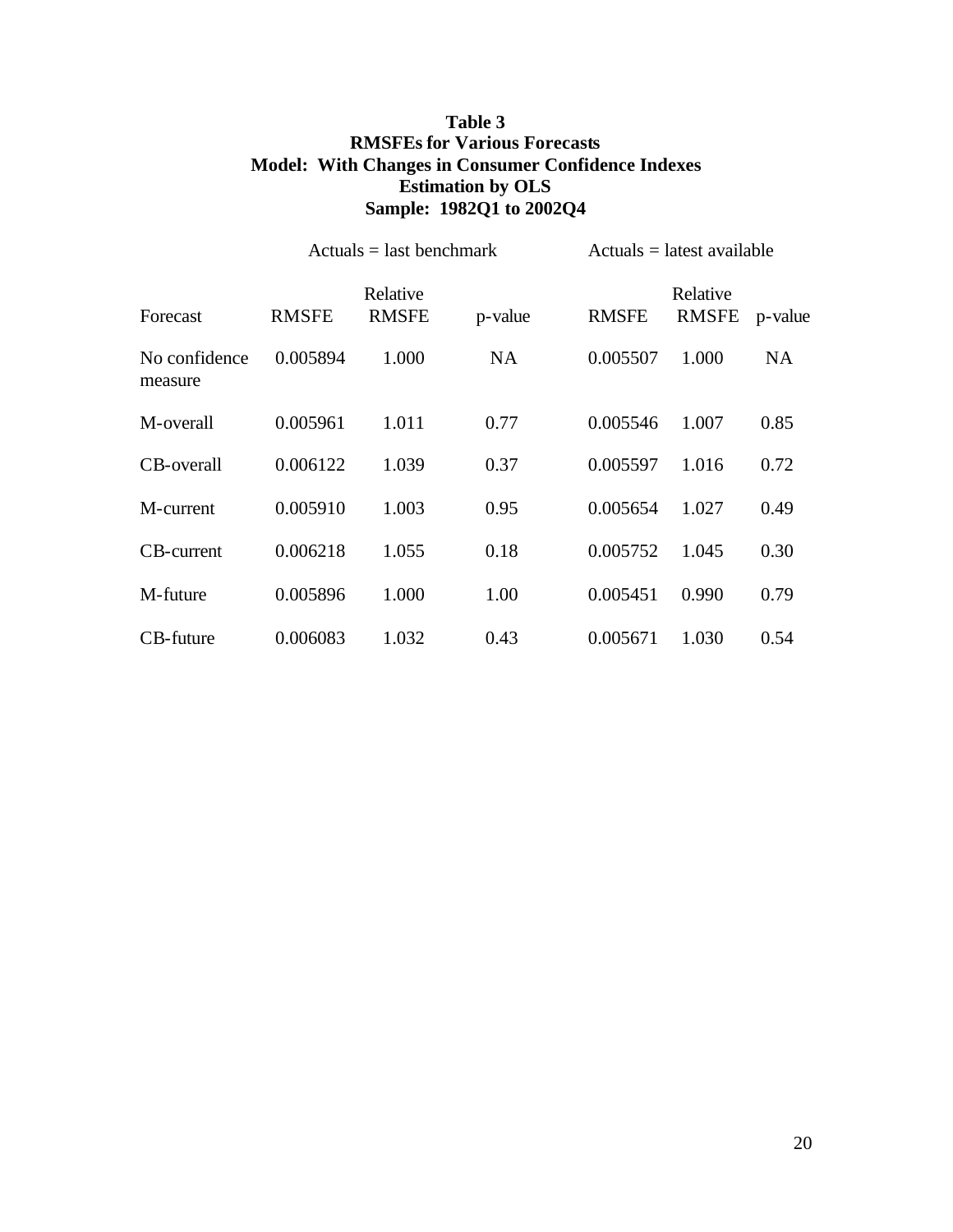**Table 3**
**RMSFEs for Various Forecasts**
**Model: With Changes in Consumer Confidence Indexes**
**Estimation by OLS**
**Sample: 1982Q1 to 2002Q4**

| | Actuals = last benchmark | | | Actuals = latest available | | |
|---|---|---|---|---|---|---|
| Forecast | RMSFE | Relative RMSFE | p-value | RMSFE | Relative RMSFE | p-value |
| No confidence measure | 0.005894 | 1.000 | NA | 0.005507 | 1.000 | NA |
| M-overall | 0.005961 | 1.011 | 0.77 | 0.005546 | 1.007 | 0.85 |
| CB-overall | 0.006122 | 1.039 | 0.37 | 0.005597 | 1.016 | 0.72 |
| M-current | 0.005910 | 1.003 | 0.95 | 0.005654 | 1.027 | 0.49 |
| CB-current | 0.006218 | 1.055 | 0.18 | 0.005752 | 1.045 | 0.30 |
| M-future | 0.005896 | 1.000 | 1.00 | 0.005451 | 0.990 | 0.79 |
| CB-future | 0.006083 | 1.032 | 0.43 | 0.005671 | 1.030 | 0.54 |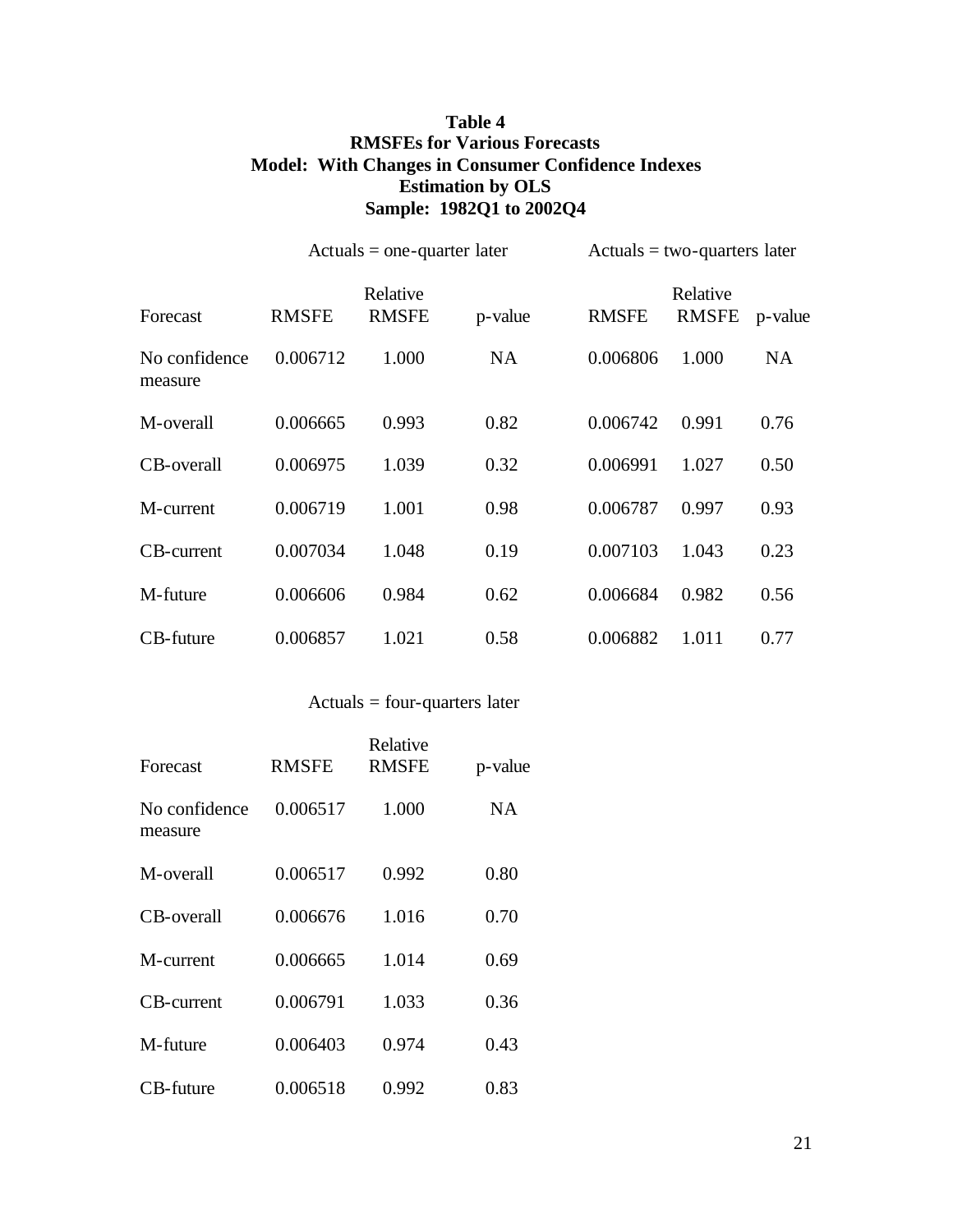**Table 4**
**RMSFEs for Various Forecasts**
**Model: With Changes in Consumer Confidence Indexes**
**Estimation by OLS**
**Sample: 1982Q1 to 2002Q4**

| | Actuals = one-quarter later | | | Actuals = two-quarters later | | |
|---|---|---|---|---|---|---|
| Forecast | RMSFE | Relative RMSFE | p-value | RMSFE | Relative RMSFE | p-value |
| No confidence measure | 0.006712 | 1.000 | NA | 0.006806 | 1.000 | NA |
| M-overall | 0.006665 | 0.993 | 0.82 | 0.006742 | 0.991 | 0.76 |
| CB-overall | 0.006975 | 1.039 | 0.32 | 0.006991 | 1.027 | 0.50 |
| M-current | 0.006719 | 1.001 | 0.98 | 0.006787 | 0.997 | 0.93 |
| CB-current | 0.007034 | 1.048 | 0.19 | 0.007103 | 1.043 | 0.23 |
| M-future | 0.006606 | 0.984 | 0.62 | 0.006684 | 0.982 | 0.56 |
| CB-future | 0.006857 | 1.021 | 0.58 | 0.006882 | 1.011 | 0.77 |

| | Actuals = four-quarters later | | |
|---|---|---|---|
| Forecast | RMSFE | Relative RMSFE | p-value |
| No confidence measure | 0.006517 | 1.000 | NA |
| M-overall | 0.006517 | 0.992 | 0.80 |
| CB-overall | 0.006676 | 1.016 | 0.70 |
| M-current | 0.006665 | 1.014 | 0.69 |
| CB-current | 0.006791 | 1.033 | 0.36 |
| M-future | 0.006403 | 0.974 | 0.43 |
| CB-future | 0.006518 | 0.992 | 0.83 |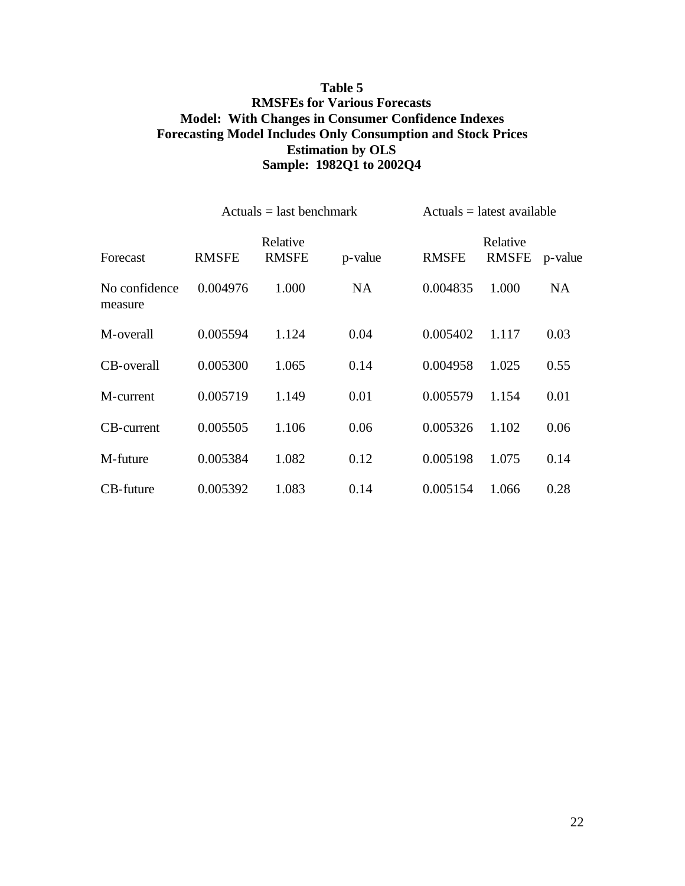**Table 5**
**RMSFEs for Various Forecasts**
**Model: With Changes in Consumer Confidence Indexes**
**Forecasting Model Includes Only Consumption and Stock Prices**
**Estimation by OLS**
**Sample: 1982Q1 to 2002Q4**

| | Actuals = last benchmark | | | Actuals = latest available | | |
|---|---|---|---|---|---|---|
| Forecast | RMSFE | Relative RMSFE | p-value | RMSFE | Relative RMSFE | p-value |
| No confidence measure | 0.004976 | 1.000 | NA | 0.004835 | 1.000 | NA |
| M-overall | 0.005594 | 1.124 | 0.04 | 0.005402 | 1.117 | 0.03 |
| CB-overall | 0.005300 | 1.065 | 0.14 | 0.004958 | 1.025 | 0.55 |
| M-current | 0.005719 | 1.149 | 0.01 | 0.005579 | 1.154 | 0.01 |
| CB-current | 0.005505 | 1.106 | 0.06 | 0.005326 | 1.102 | 0.06 |
| M-future | 0.005384 | 1.082 | 0.12 | 0.005198 | 1.075 | 0.14 |
| CB-future | 0.005392 | 1.083 | 0.14 | 0.005154 | 1.066 | 0.28 |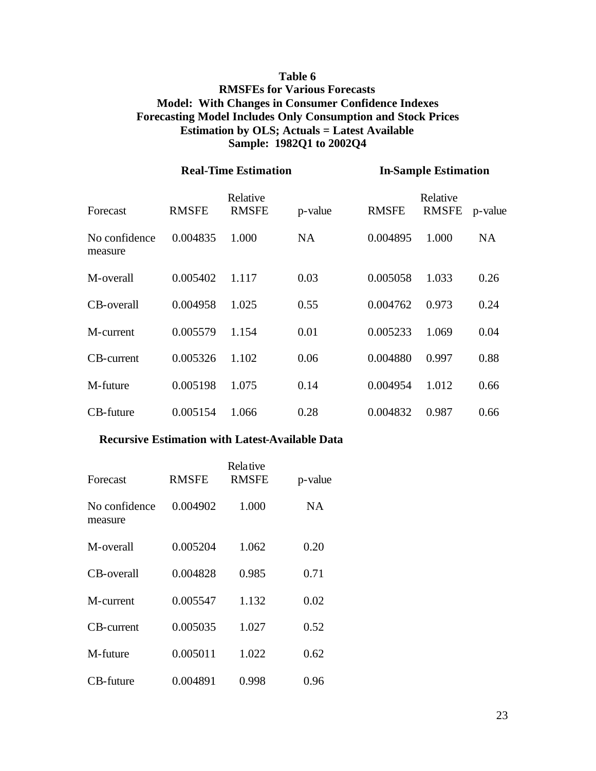**Table 6**
**RMSFEs for Various Forecasts**
**Model: With Changes in Consumer Confidence Indexes**
**Forecasting Model Includes Only Consumption and Stock Prices**
**Estimation by OLS; Actuals = Latest Available**
**Sample: 1982Q1 to 2002Q4**

| | **Real-Time Estimation** | | | **In-Sample Estimation** | | |
|---|---|---|---|---|---|---|
| Forecast | RMSFE | Relative RMSFE | p-value | RMSFE | Relative RMSFE | p-value |
| No confidence measure | 0.004835 | 1.000 | NA | 0.004895 | 1.000 | NA |
| M-overall | 0.005402 | 1.117 | 0.03 | 0.005058 | 1.033 | 0.26 |
| CB-overall | 0.004958 | 1.025 | 0.55 | 0.004762 | 0.973 | 0.24 |
| M-current | 0.005579 | 1.154 | 0.01 | 0.005233 | 1.069 | 0.04 |
| CB-current | 0.005326 | 1.102 | 0.06 | 0.004880 | 0.997 | 0.88 |
| M-future | 0.005198 | 1.075 | 0.14 | 0.004954 | 1.012 | 0.66 |
| CB-future | 0.005154 | 1.066 | 0.28 | 0.004832 | 0.987 | 0.66 |

**Recursive Estimation with Latest-Available Data**

| Forecast | RMSFE | Relative RMSFE | p-value |
|---|---|---|---|
| No confidence measure | 0.004902 | 1.000 | NA |
| M-overall | 0.005204 | 1.062 | 0.20 |
| CB-overall | 0.004828 | 0.985 | 0.71 |
| M-current | 0.005547 | 1.132 | 0.02 |
| CB-current | 0.005035 | 1.027 | 0.52 |
| M-future | 0.005011 | 1.022 | 0.62 |
| CB-future | 0.004891 | 0.998 | 0.96 |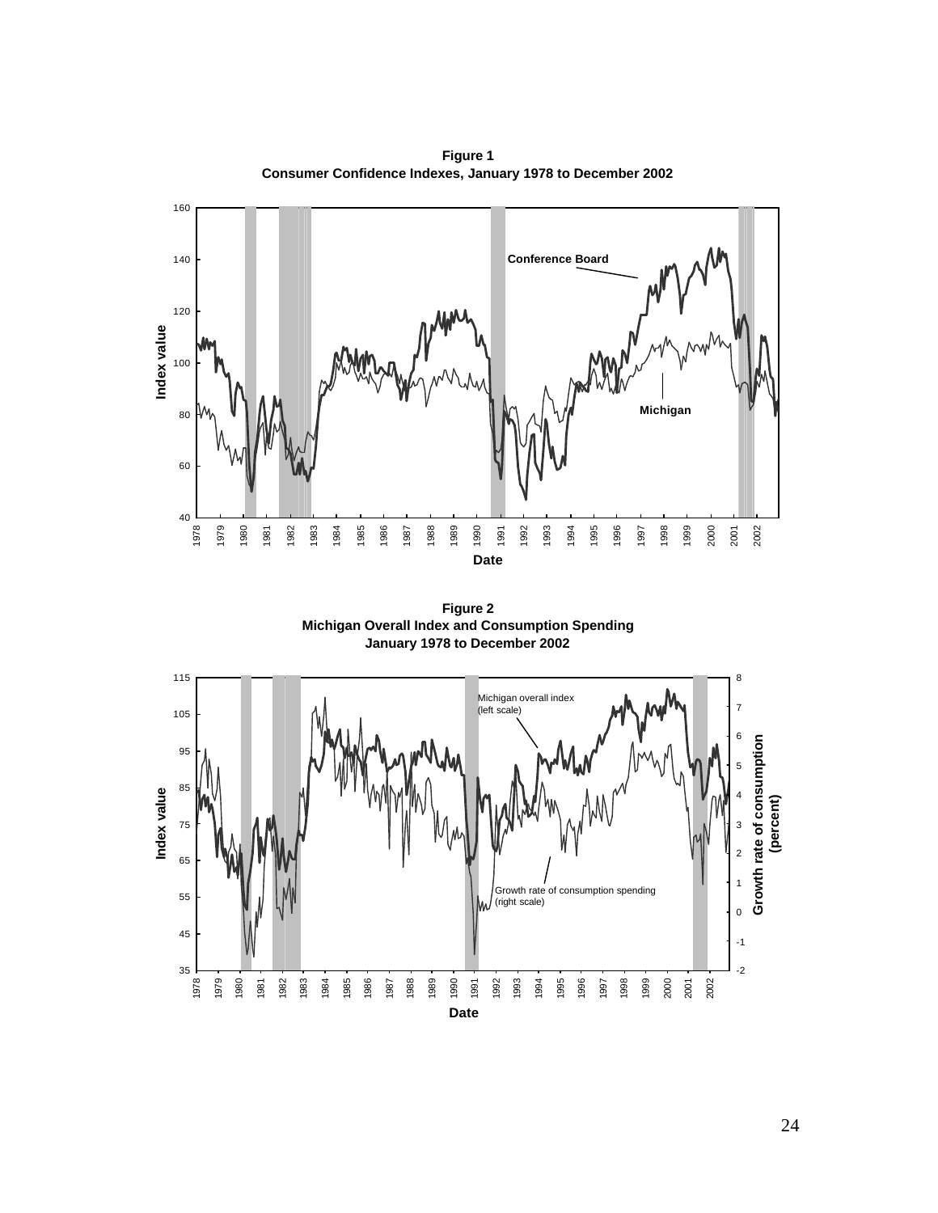**Figure 1**
**Consumer Confidence Indexes, January 1978 to December 2002**

**Figure 2**
**Michigan Overall Index and Consumption Spending**
**January 1978 to December 2002**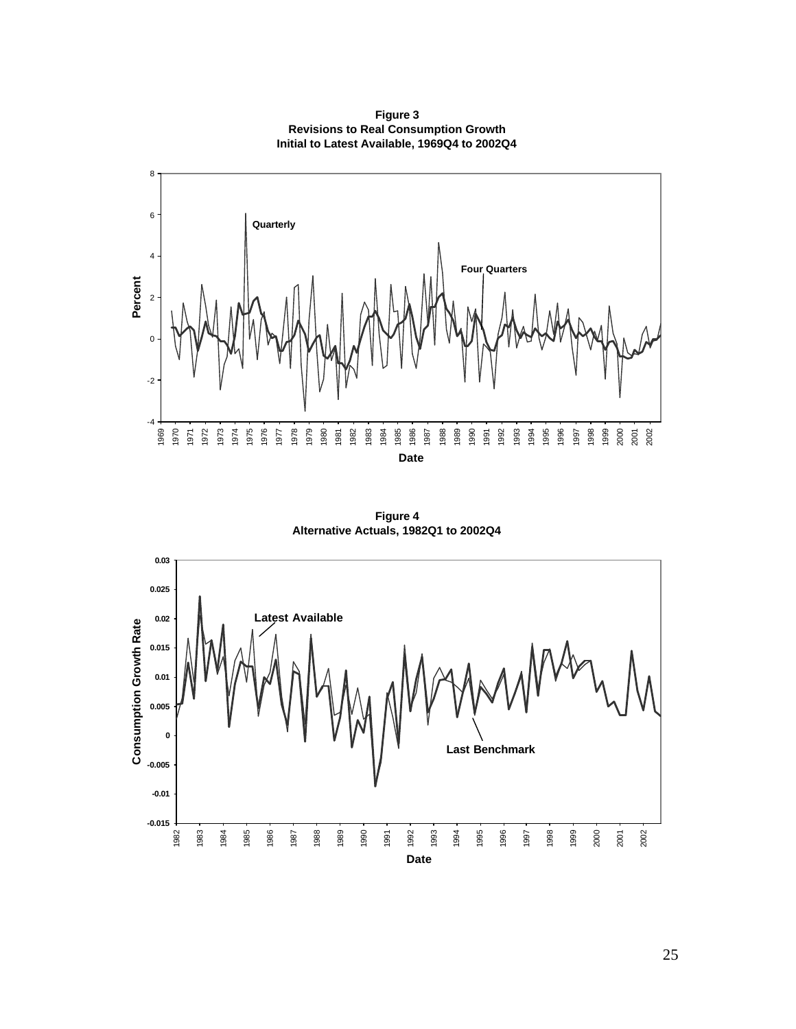**Figure 3**
**Revisions to Real Consumption Growth**
**Initial to Latest Available, 1969Q4 to 2002Q4**

**Figure 4**
**Alternative Actuals, 1982Q1 to 2002Q4**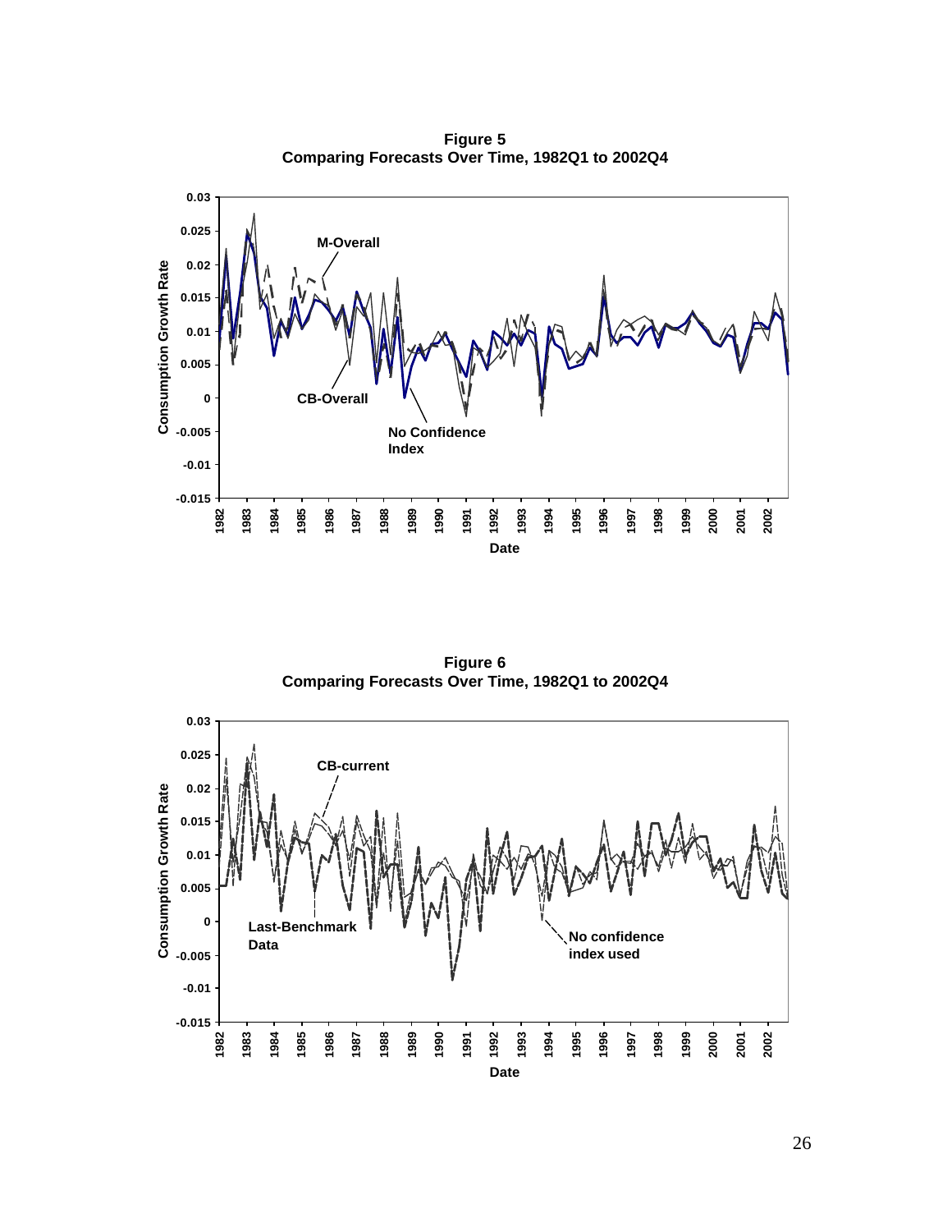**Figure 5**
**Comparing Forecasts Over Time, 1982Q1 to 2002Q4**

**Figure 6**
**Comparing Forecasts Over Time, 1982Q1 to 2002Q4**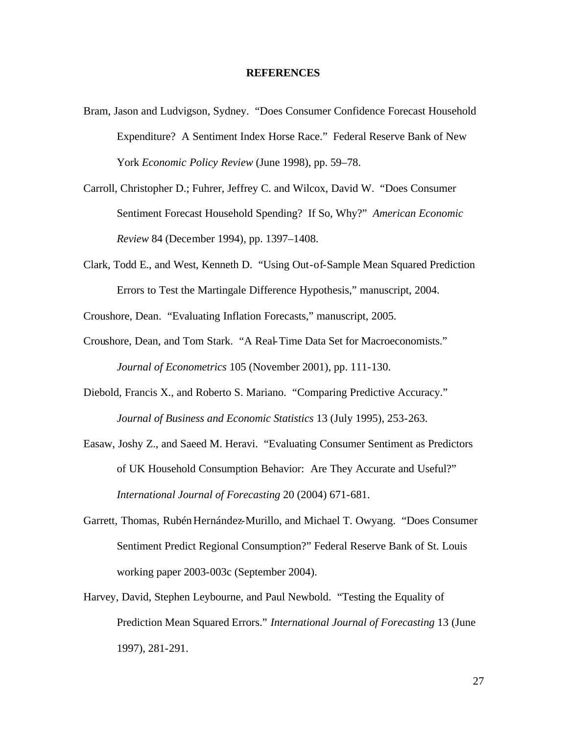## REFERENCES

Bram, Jason and Ludvigson, Sydney. "Does Consumer Confidence Forecast Household Expenditure? A Sentiment Index Horse Race." Federal Reserve Bank of New York *Economic Policy Review* (June 1998), pp. 59–78.

Carroll, Christopher D.; Fuhrer, Jeffrey C. and Wilcox, David W. "Does Consumer Sentiment Forecast Household Spending? If So, Why?" *American Economic Review* 84 (December 1994), pp. 1397–1408.

Clark, Todd E., and West, Kenneth D. "Using Out-of-Sample Mean Squared Prediction Errors to Test the Martingale Difference Hypothesis," manuscript, 2004.

Croushore, Dean. "Evaluating Inflation Forecasts," manuscript, 2005.

Croushore, Dean, and Tom Stark. "A Real-Time Data Set for Macroeconomists." *Journal of Econometrics* 105 (November 2001), pp. 111-130.

Diebold, Francis X., and Roberto S. Mariano. "Comparing Predictive Accuracy." *Journal of Business and Economic Statistics* 13 (July 1995), 253-263.

Easaw, Joshy Z., and Saeed M. Heravi. "Evaluating Consumer Sentiment as Predictors of UK Household Consumption Behavior: Are They Accurate and Useful?" *International Journal of Forecasting* 20 (2004) 671-681.

Garrett, Thomas, Rubén Hernández-Murillo, and Michael T. Owyang. "Does Consumer Sentiment Predict Regional Consumption?" Federal Reserve Bank of St. Louis working paper 2003-003c (September 2004).

Harvey, David, Stephen Leybourne, and Paul Newbold. "Testing the Equality of Prediction Mean Squared Errors." *International Journal of Forecasting* 13 (June 1997), 281-291.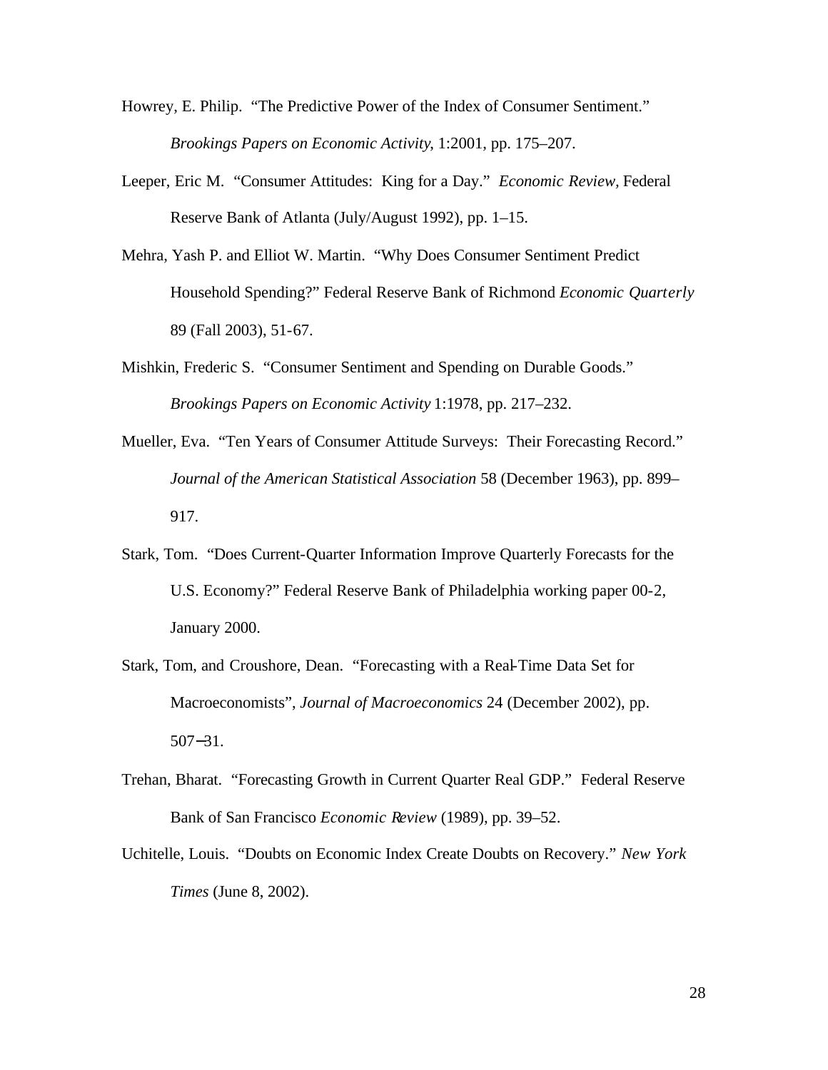Howrey, E. Philip. "The Predictive Power of the Index of Consumer Sentiment." *Brookings Papers on Economic Activity*, 1:2001, pp. 175–207.

Leeper, Eric M. "Consumer Attitudes: King for a Day." *Economic Review*, Federal Reserve Bank of Atlanta (July/August 1992), pp. 1–15.

Mehra, Yash P. and Elliot W. Martin. "Why Does Consumer Sentiment Predict Household Spending?" Federal Reserve Bank of Richmond *Economic Quarterly* 89 (Fall 2003), 51-67.

Mishkin, Frederic S. "Consumer Sentiment and Spending on Durable Goods." *Brookings Papers on Economic Activity* 1:1978, pp. 217–232.

Mueller, Eva. "Ten Years of Consumer Attitude Surveys: Their Forecasting Record." *Journal of the American Statistical Association* 58 (December 1963), pp. 899–917.

Stark, Tom. "Does Current-Quarter Information Improve Quarterly Forecasts for the U.S. Economy?" Federal Reserve Bank of Philadelphia working paper 00-2, January 2000.

Stark, Tom, and Croushore, Dean. "Forecasting with a Real-Time Data Set for Macroeconomists", *Journal of Macroeconomics* 24 (December 2002), pp. 507–31.

Trehan, Bharat. "Forecasting Growth in Current Quarter Real GDP." Federal Reserve Bank of San Francisco *Economic Review* (1989), pp. 39–52.

Uchitelle, Louis. "Doubts on Economic Index Create Doubts on Recovery." *New York Times* (June 8, 2002).